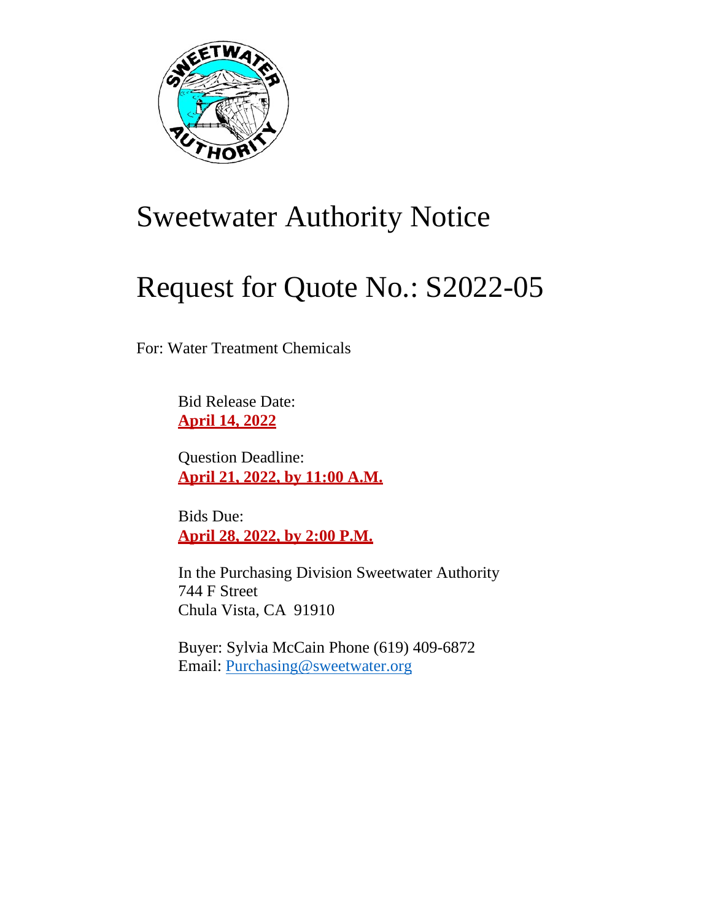# Sweetwater Authority Notice

# Request for Quote No.: S2022-05

For: Water Treatment Chemicals

Bid Release Date:
**April 14, 2022**

Question Deadline:
**April 21, 2022, by 11:00 A.M.**

Bids Due:
**April 28, 2022, by 2:00 P.M.**

In the Purchasing Division Sweetwater Authority
744 F Street
Chula Vista, CA 91910

Buyer: Sylvia McCain Phone (619) 409-6872
Email: Purchasing@sweetwater.org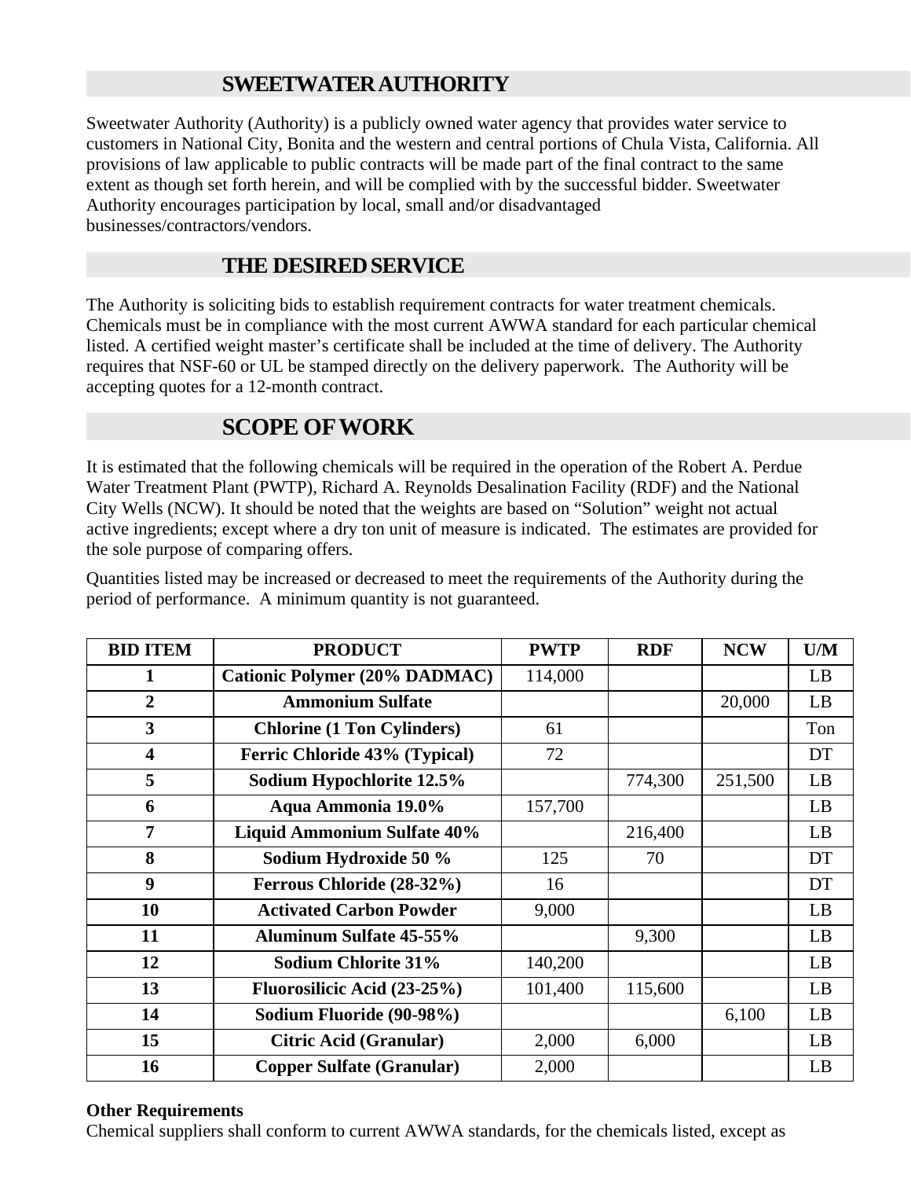## SWEETWATER AUTHORITY

Sweetwater Authority (Authority) is a publicly owned water agency that provides water service to customers in National City, Bonita and the western and central portions of Chula Vista, California. All provisions of law applicable to public contracts will be made part of the final contract to the same extent as though set forth herein, and will be complied with by the successful bidder. Sweetwater Authority encourages participation by local, small and/or disadvantaged businesses/contractors/vendors.

## THE DESIRED SERVICE

The Authority is soliciting bids to establish requirement contracts for water treatment chemicals. Chemicals must be in compliance with the most current AWWA standard for each particular chemical listed. A certified weight master's certificate shall be included at the time of delivery. The Authority requires that NSF-60 or UL be stamped directly on the delivery paperwork. The Authority will be accepting quotes for a 12-month contract.

## SCOPE OF WORK

It is estimated that the following chemicals will be required in the operation of the Robert A. Perdue Water Treatment Plant (PWTP), Richard A. Reynolds Desalination Facility (RDF) and the National City Wells (NCW). It should be noted that the weights are based on "Solution" weight not actual active ingredients; except where a dry ton unit of measure is indicated. The estimates are provided for the sole purpose of comparing offers.

Quantities listed may be increased or decreased to meet the requirements of the Authority during the period of performance. A minimum quantity is not guaranteed.

| BID ITEM | PRODUCT | PWTP | RDF | NCW | U/M |
|---|---|---|---|---|---|
| 1 | Cationic Polymer (20% DADMAC) | 114,000 | | | LB |
| 2 | Ammonium Sulfate | | | 20,000 | LB |
| 3 | Chlorine (1 Ton Cylinders) | 61 | | | Ton |
| 4 | Ferric Chloride 43% (Typical) | 72 | | | DT |
| 5 | Sodium Hypochlorite 12.5% | | 774,300 | 251,500 | LB |
| 6 | Aqua Ammonia 19.0% | 157,700 | | | LB |
| 7 | Liquid Ammonium Sulfate 40% | | 216,400 | | LB |
| 8 | Sodium Hydroxide 50 % | 125 | 70 | | DT |
| 9 | Ferrous Chloride (28-32%) | 16 | | | DT |
| 10 | Activated Carbon Powder | 9,000 | | | LB |
| 11 | Aluminum Sulfate 45-55% | | 9,300 | | LB |
| 12 | Sodium Chlorite 31% | 140,200 | | | LB |
| 13 | Fluorosilicic Acid (23-25%) | 101,400 | 115,600 | | LB |
| 14 | Sodium Fluoride (90-98%) | | | 6,100 | LB |
| 15 | Citric Acid (Granular) | 2,000 | 6,000 | | LB |
| 16 | Copper Sulfate (Granular) | 2,000 | | | LB |

**Other Requirements**

Chemical suppliers shall conform to current AWWA standards, for the chemicals listed, except as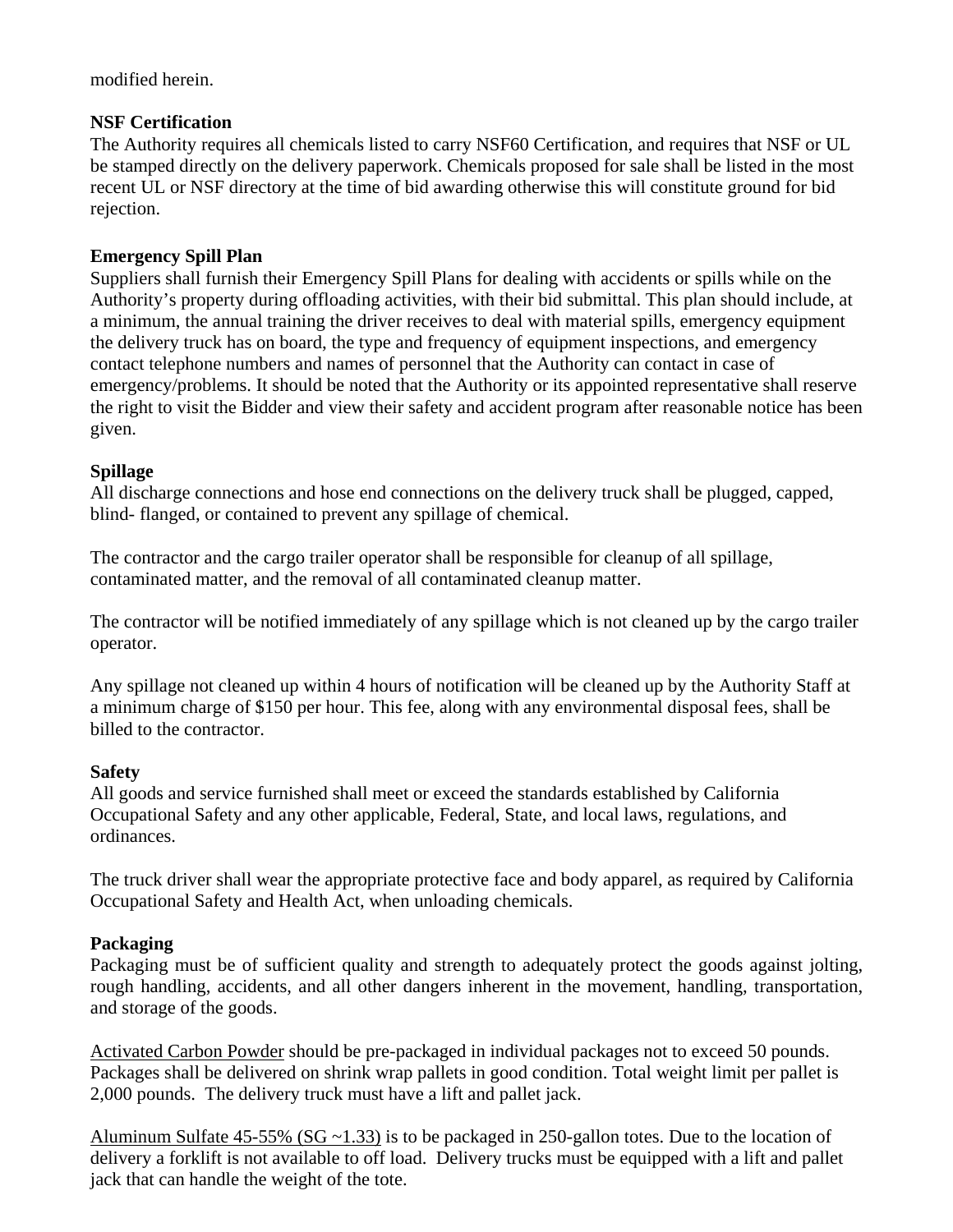modified herein.

**NSF Certification**

The Authority requires all chemicals listed to carry NSF60 Certification, and requires that NSF or UL be stamped directly on the delivery paperwork. Chemicals proposed for sale shall be listed in the most recent UL or NSF directory at the time of bid awarding otherwise this will constitute ground for bid rejection.

**Emergency Spill Plan**

Suppliers shall furnish their Emergency Spill Plans for dealing with accidents or spills while on the Authority's property during offloading activities, with their bid submittal. This plan should include, at a minimum, the annual training the driver receives to deal with material spills, emergency equipment the delivery truck has on board, the type and frequency of equipment inspections, and emergency contact telephone numbers and names of personnel that the Authority can contact in case of emergency/problems. It should be noted that the Authority or its appointed representative shall reserve the right to visit the Bidder and view their safety and accident program after reasonable notice has been given.

**Spillage**

All discharge connections and hose end connections on the delivery truck shall be plugged, capped, blind- flanged, or contained to prevent any spillage of chemical.

The contractor and the cargo trailer operator shall be responsible for cleanup of all spillage, contaminated matter, and the removal of all contaminated cleanup matter.

The contractor will be notified immediately of any spillage which is not cleaned up by the cargo trailer operator.

Any spillage not cleaned up within 4 hours of notification will be cleaned up by the Authority Staff at a minimum charge of $150 per hour. This fee, along with any environmental disposal fees, shall be billed to the contractor.

**Safety**

All goods and service furnished shall meet or exceed the standards established by California Occupational Safety and any other applicable, Federal, State, and local laws, regulations, and ordinances.

The truck driver shall wear the appropriate protective face and body apparel, as required by California Occupational Safety and Health Act, when unloading chemicals.

**Packaging**

Packaging must be of sufficient quality and strength to adequately protect the goods against jolting, rough handling, accidents, and all other dangers inherent in the movement, handling, transportation, and storage of the goods.

<u>Activated Carbon Powder</u> should be pre-packaged in individual packages not to exceed 50 pounds. Packages shall be delivered on shrink wrap pallets in good condition. Total weight limit per pallet is 2,000 pounds. The delivery truck must have a lift and pallet jack.

<u>Aluminum Sulfate 45-55% (SG ~1.33)</u> is to be packaged in 250-gallon totes. Due to the location of delivery a forklift is not available to off load. Delivery trucks must be equipped with a lift and pallet jack that can handle the weight of the tote.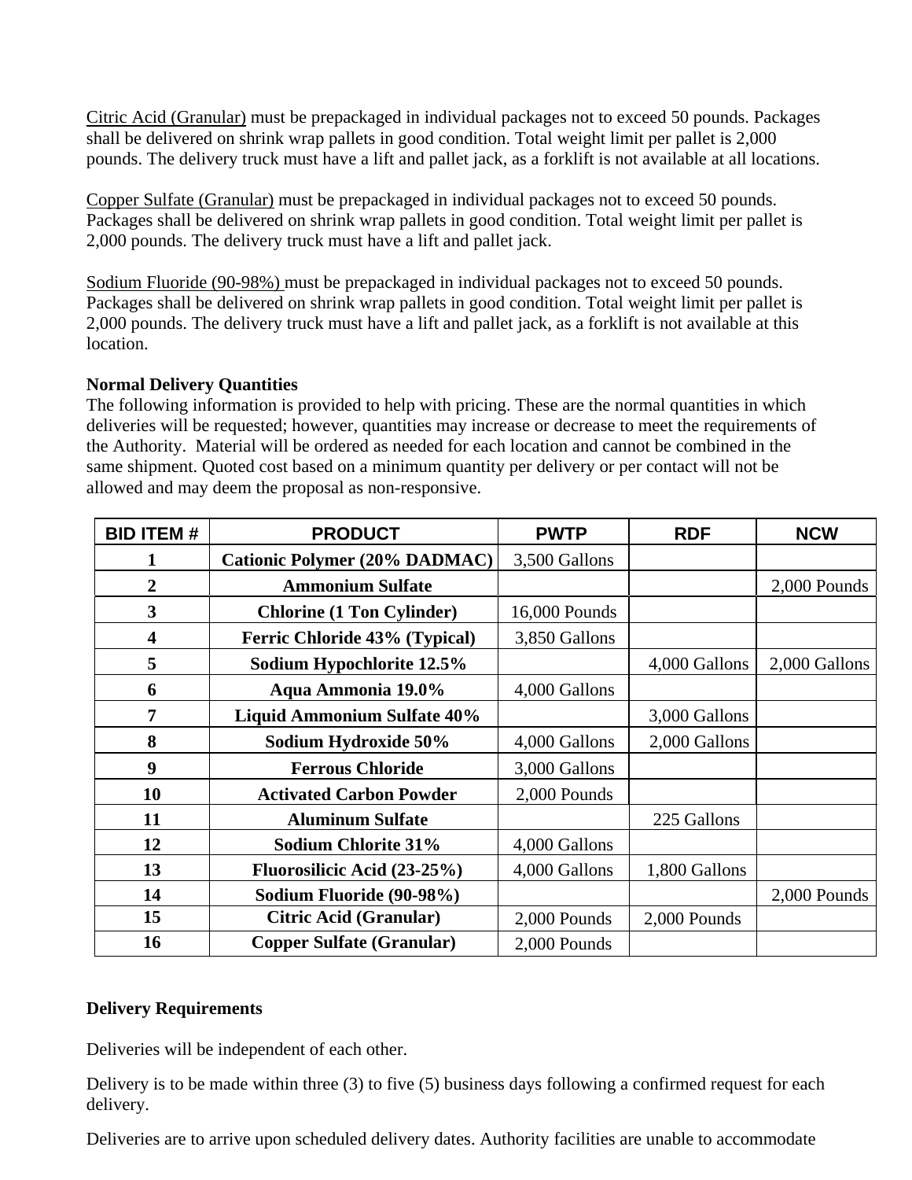<u>Citric Acid (Granular)</u> must be prepackaged in individual packages not to exceed 50 pounds. Packages shall be delivered on shrink wrap pallets in good condition. Total weight limit per pallet is 2,000 pounds. The delivery truck must have a lift and pallet jack, as a forklift is not available at all locations.

<u>Copper Sulfate (Granular)</u> must be prepackaged in individual packages not to exceed 50 pounds. Packages shall be delivered on shrink wrap pallets in good condition. Total weight limit per pallet is 2,000 pounds. The delivery truck must have a lift and pallet jack.

<u>Sodium Fluoride (90-98%)</u> must be prepackaged in individual packages not to exceed 50 pounds. Packages shall be delivered on shrink wrap pallets in good condition. Total weight limit per pallet is 2,000 pounds. The delivery truck must have a lift and pallet jack, as a forklift is not available at this location.

**Normal Delivery Quantities**
The following information is provided to help with pricing. These are the normal quantities in which deliveries will be requested; however, quantities may increase or decrease to meet the requirements of the Authority. Material will be ordered as needed for each location and cannot be combined in the same shipment. Quoted cost based on a minimum quantity per delivery or per contact will not be allowed and may deem the proposal as non-responsive.

| BID ITEM # | PRODUCT | PWTP | RDF | NCW |
|---|---|---|---|---|
| 1 | Cationic Polymer (20% DADMAC) | 3,500 Gallons | | |
| 2 | Ammonium Sulfate | | | 2,000 Pounds |
| 3 | Chlorine (1 Ton Cylinder) | 16,000 Pounds | | |
| 4 | Ferric Chloride 43% (Typical) | 3,850 Gallons | | |
| 5 | Sodium Hypochlorite 12.5% | | 4,000 Gallons | 2,000 Gallons |
| 6 | Aqua Ammonia 19.0% | 4,000 Gallons | | |
| 7 | Liquid Ammonium Sulfate 40% | | 3,000 Gallons | |
| 8 | Sodium Hydroxide 50% | 4,000 Gallons | 2,000 Gallons | |
| 9 | Ferrous Chloride | 3,000 Gallons | | |
| 10 | Activated Carbon Powder | 2,000 Pounds | | |
| 11 | Aluminum Sulfate | | 225 Gallons | |
| 12 | Sodium Chlorite 31% | 4,000 Gallons | | |
| 13 | Fluorosilicic Acid (23-25%) | 4,000 Gallons | 1,800 Gallons | |
| 14 | Sodium Fluoride (90-98%) | | | 2,000 Pounds |
| 15 | Citric Acid (Granular) | 2,000 Pounds | 2,000 Pounds | |
| 16 | Copper Sulfate (Granular) | 2,000 Pounds | | |

**Delivery Requirements**

Deliveries will be independent of each other.

Delivery is to be made within three (3) to five (5) business days following a confirmed request for each delivery.

Deliveries are to arrive upon scheduled delivery dates. Authority facilities are unable to accommodate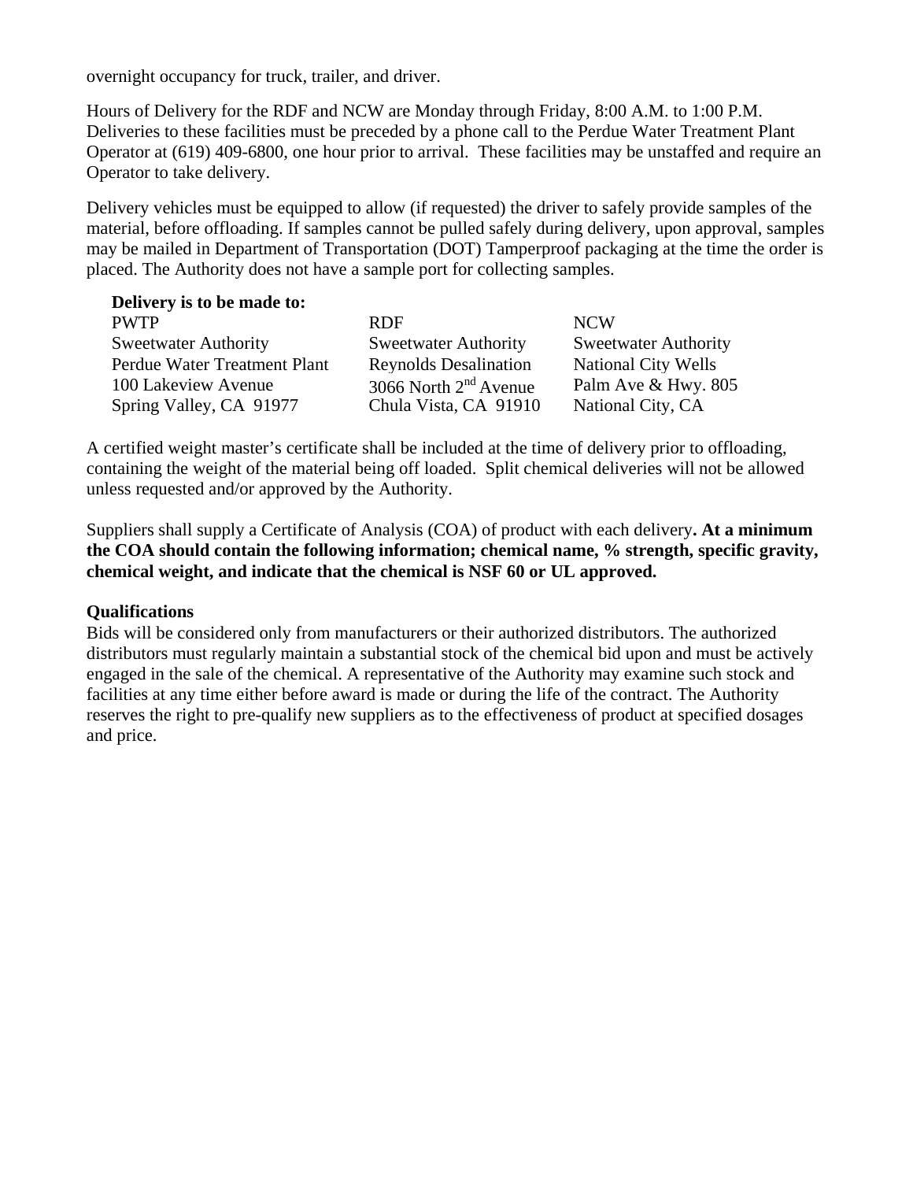overnight occupancy for truck, trailer, and driver.

Hours of Delivery for the RDF and NCW are Monday through Friday, 8:00 A.M. to 1:00 P.M. Deliveries to these facilities must be preceded by a phone call to the Perdue Water Treatment Plant Operator at (619) 409-6800, one hour prior to arrival. These facilities may be unstaffed and require an Operator to take delivery.

Delivery vehicles must be equipped to allow (if requested) the driver to safely provide samples of the material, before offloading. If samples cannot be pulled safely during delivery, upon approval, samples may be mailed in Department of Transportation (DOT) Tamperproof packaging at the time the order is placed. The Authority does not have a sample port for collecting samples.

**Delivery is to be made to:**

| PWTP | RDF | NCW |
|---|---|---|
| Sweetwater Authority | Sweetwater Authority | Sweetwater Authority |
| Perdue Water Treatment Plant | Reynolds Desalination | National City Wells |
| 100 Lakeview Avenue | 3066 North 2nd Avenue | Palm Ave & Hwy. 805 |
| Spring Valley, CA 91977 | Chula Vista, CA 91910 | National City, CA |

A certified weight master's certificate shall be included at the time of delivery prior to offloading, containing the weight of the material being off loaded. Split chemical deliveries will not be allowed unless requested and/or approved by the Authority.

Suppliers shall supply a Certificate of Analysis (COA) of product with each delivery**. At a minimum the COA should contain the following information; chemical name, % strength, specific gravity, chemical weight, and indicate that the chemical is NSF 60 or UL approved.**

**Qualifications**

Bids will be considered only from manufacturers or their authorized distributors. The authorized distributors must regularly maintain a substantial stock of the chemical bid upon and must be actively engaged in the sale of the chemical. A representative of the Authority may examine such stock and facilities at any time either before award is made or during the life of the contract. The Authority reserves the right to pre-qualify new suppliers as to the effectiveness of product at specified dosages and price.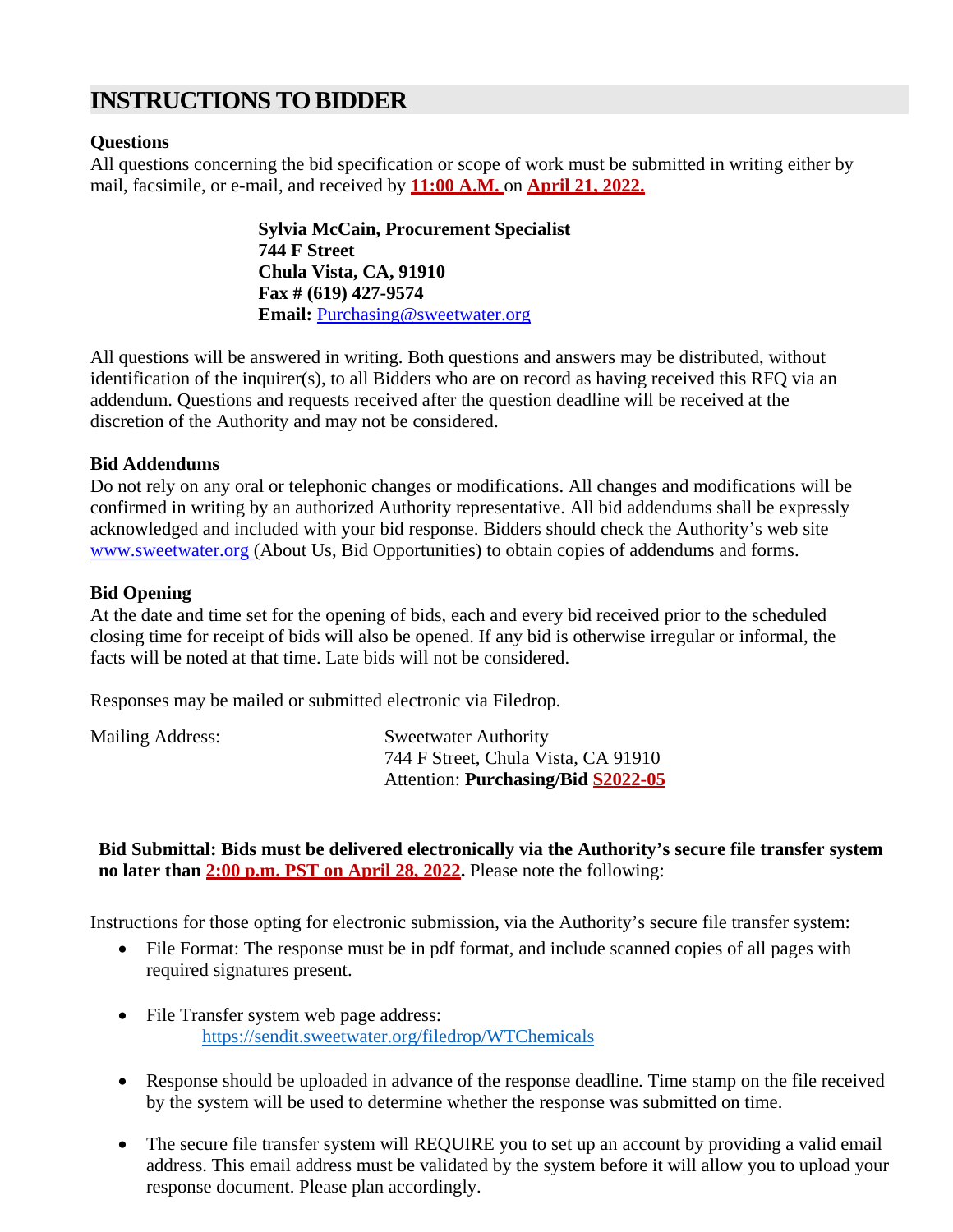## INSTRUCTIONS TO BIDDER

**Questions**

All questions concerning the bid specification or scope of work must be submitted in writing either by mail, facsimile, or e-mail, and received by **11:00 A.M.** on **April 21, 2022.**

> **Sylvia McCain, Procurement Specialist**
> **744 F Street**
> **Chula Vista, CA, 91910**
> **Fax # (619) 427-9574**
> **Email:** Purchasing@sweetwater.org

All questions will be answered in writing. Both questions and answers may be distributed, without identification of the inquirer(s), to all Bidders who are on record as having received this RFQ via an addendum. Questions and requests received after the question deadline will be received at the discretion of the Authority and may not be considered.

**Bid Addendums**

Do not rely on any oral or telephonic changes or modifications. All changes and modifications will be confirmed in writing by an authorized Authority representative. All bid addendums shall be expressly acknowledged and included with your bid response. Bidders should check the Authority's web site www.sweetwater.org (About Us, Bid Opportunities) to obtain copies of addendums and forms.

**Bid Opening**

At the date and time set for the opening of bids, each and every bid received prior to the scheduled closing time for receipt of bids will also be opened. If any bid is otherwise irregular or informal, the facts will be noted at that time. Late bids will not be considered.

Responses may be mailed or submitted electronic via Filedrop.

Mailing Address:
Sweetwater Authority
744 F Street, Chula Vista, CA 91910
Attention: **Purchasing/Bid S2022-05**

**Bid Submittal: Bids must be delivered electronically via the Authority's secure file transfer system no later than 2:00 p.m. PST on April 28, 2022.** Please note the following:

Instructions for those opting for electronic submission, via the Authority's secure file transfer system:

- File Format: The response must be in pdf format, and include scanned copies of all pages with required signatures present.
- File Transfer system web page address:
  https://sendit.sweetwater.org/filedrop/WTChemicals
- Response should be uploaded in advance of the response deadline. Time stamp on the file received by the system will be used to determine whether the response was submitted on time.
- The secure file transfer system will REQUIRE you to set up an account by providing a valid email address. This email address must be validated by the system before it will allow you to upload your response document. Please plan accordingly.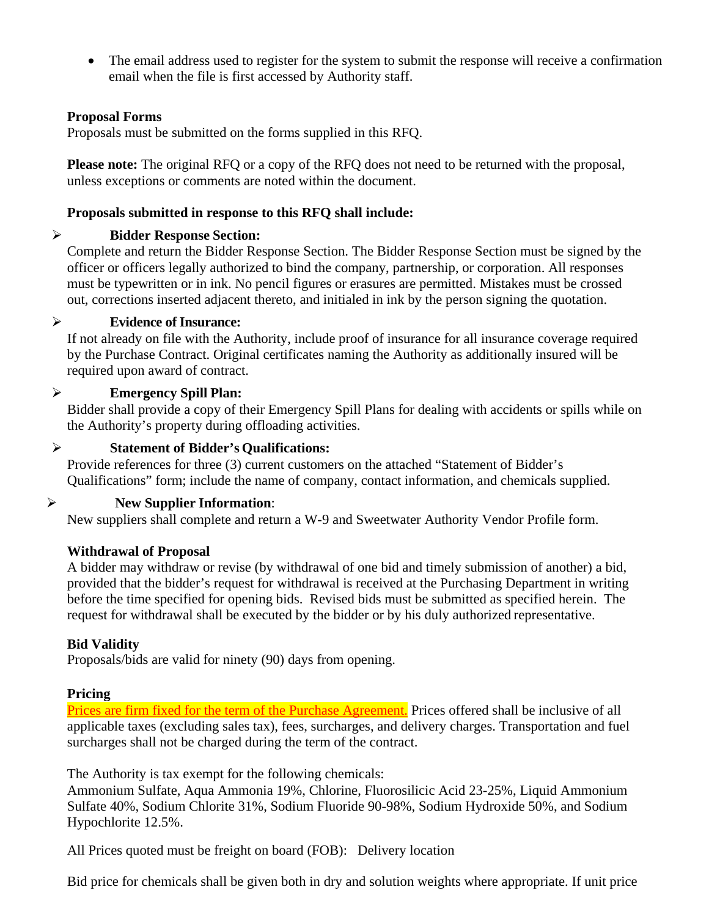- The email address used to register for the system to submit the response will receive a confirmation email when the file is first accessed by Authority staff.

**Proposal Forms**
Proposals must be submitted on the forms supplied in this RFQ.

**Please note:** The original RFQ or a copy of the RFQ does not need to be returned with the proposal, unless exceptions or comments are noted within the document.

**Proposals submitted in response to this RFQ shall include:**

- **Bidder Response Section:**
  Complete and return the Bidder Response Section. The Bidder Response Section must be signed by the officer or officers legally authorized to bind the company, partnership, or corporation. All responses must be typewritten or in ink. No pencil figures or erasures are permitted. Mistakes must be crossed out, corrections inserted adjacent thereto, and initialed in ink by the person signing the quotation.

- **Evidence of Insurance:**
  If not already on file with the Authority, include proof of insurance for all insurance coverage required by the Purchase Contract. Original certificates naming the Authority as additionally insured will be required upon award of contract.

- **Emergency Spill Plan:**
  Bidder shall provide a copy of their Emergency Spill Plans for dealing with accidents or spills while on the Authority's property during offloading activities.

- **Statement of Bidder's Qualifications:**
  Provide references for three (3) current customers on the attached "Statement of Bidder's Qualifications" form; include the name of company, contact information, and chemicals supplied.

- **New Supplier Information**:
  New suppliers shall complete and return a W-9 and Sweetwater Authority Vendor Profile form.

**Withdrawal of Proposal**
A bidder may withdraw or revise (by withdrawal of one bid and timely submission of another) a bid, provided that the bidder's request for withdrawal is received at the Purchasing Department in writing before the time specified for opening bids. Revised bids must be submitted as specified herein. The request for withdrawal shall be executed by the bidder or by his duly authorized representative.

**Bid Validity**
Proposals/bids are valid for ninety (90) days from opening.

**Pricing**
Prices are firm fixed for the term of the Purchase Agreement. Prices offered shall be inclusive of all applicable taxes (excluding sales tax), fees, surcharges, and delivery charges. Transportation and fuel surcharges shall not be charged during the term of the contract.

The Authority is tax exempt for the following chemicals:
Ammonium Sulfate, Aqua Ammonia 19%, Chlorine, Fluorosilicic Acid 23-25%, Liquid Ammonium Sulfate 40%, Sodium Chlorite 31%, Sodium Fluoride 90-98%, Sodium Hydroxide 50%, and Sodium Hypochlorite 12.5%.

All Prices quoted must be freight on board (FOB): Delivery location

Bid price for chemicals shall be given both in dry and solution weights where appropriate. If unit price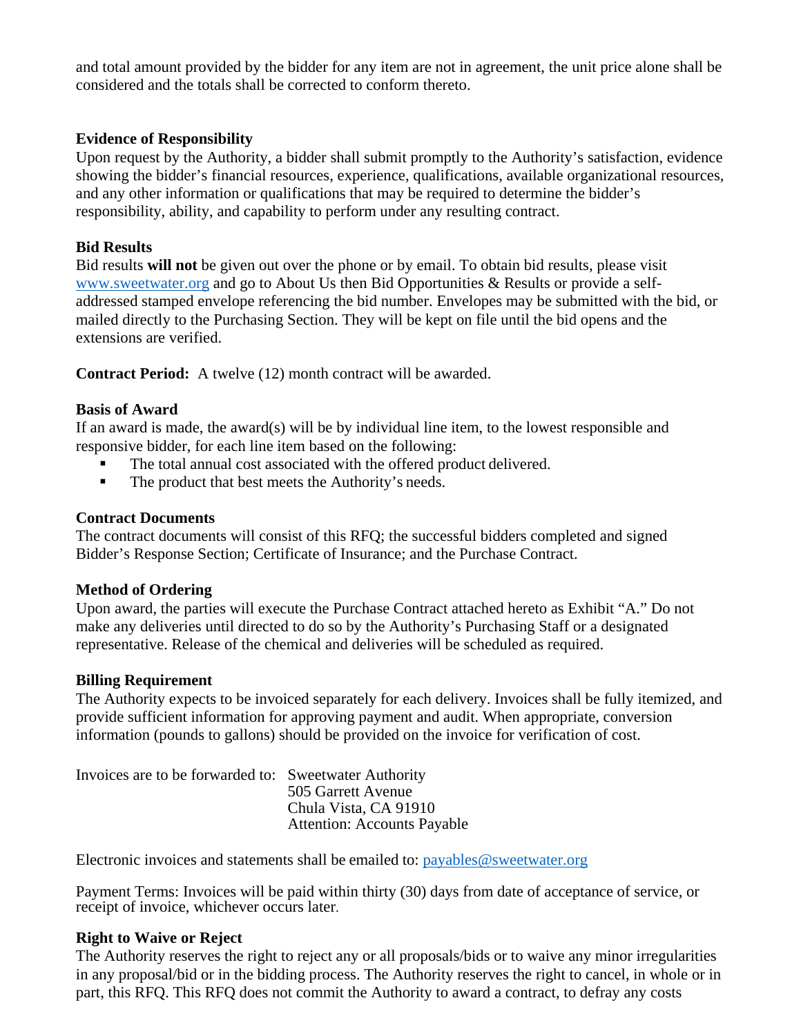and total amount provided by the bidder for any item are not in agreement, the unit price alone shall be considered and the totals shall be corrected to conform thereto.

**Evidence of Responsibility**

Upon request by the Authority, a bidder shall submit promptly to the Authority's satisfaction, evidence showing the bidder's financial resources, experience, qualifications, available organizational resources, and any other information or qualifications that may be required to determine the bidder's responsibility, ability, and capability to perform under any resulting contract.

**Bid Results**

Bid results **will not** be given out over the phone or by email. To obtain bid results, please visit [www.sweetwater.org](http://www.sweetwater.org) and go to About Us then Bid Opportunities & Results or provide a self-addressed stamped envelope referencing the bid number. Envelopes may be submitted with the bid, or mailed directly to the Purchasing Section. They will be kept on file until the bid opens and the extensions are verified.

**Contract Period:** A twelve (12) month contract will be awarded.

**Basis of Award**

If an award is made, the award(s) will be by individual line item, to the lowest responsible and responsive bidder, for each line item based on the following:

- The total annual cost associated with the offered product delivered.
- The product that best meets the Authority's needs.

**Contract Documents**

The contract documents will consist of this RFQ; the successful bidders completed and signed Bidder's Response Section; Certificate of Insurance; and the Purchase Contract.

**Method of Ordering**

Upon award, the parties will execute the Purchase Contract attached hereto as Exhibit "A." Do not make any deliveries until directed to do so by the Authority's Purchasing Staff or a designated representative. Release of the chemical and deliveries will be scheduled as required.

**Billing Requirement**

The Authority expects to be invoiced separately for each delivery. Invoices shall be fully itemized, and provide sufficient information for approving payment and audit. When appropriate, conversion information (pounds to gallons) should be provided on the invoice for verification of cost.

Invoices are to be forwarded to:
Sweetwater Authority
505 Garrett Avenue
Chula Vista, CA 91910
Attention: Accounts Payable

Electronic invoices and statements shall be emailed to: [payables@sweetwater.org](mailto:payables@sweetwater.org)

Payment Terms: Invoices will be paid within thirty (30) days from date of acceptance of service, or receipt of invoice, whichever occurs later.

**Right to Waive or Reject**

The Authority reserves the right to reject any or all proposals/bids or to waive any minor irregularities in any proposal/bid or in the bidding process. The Authority reserves the right to cancel, in whole or in part, this RFQ. This RFQ does not commit the Authority to award a contract, to defray any costs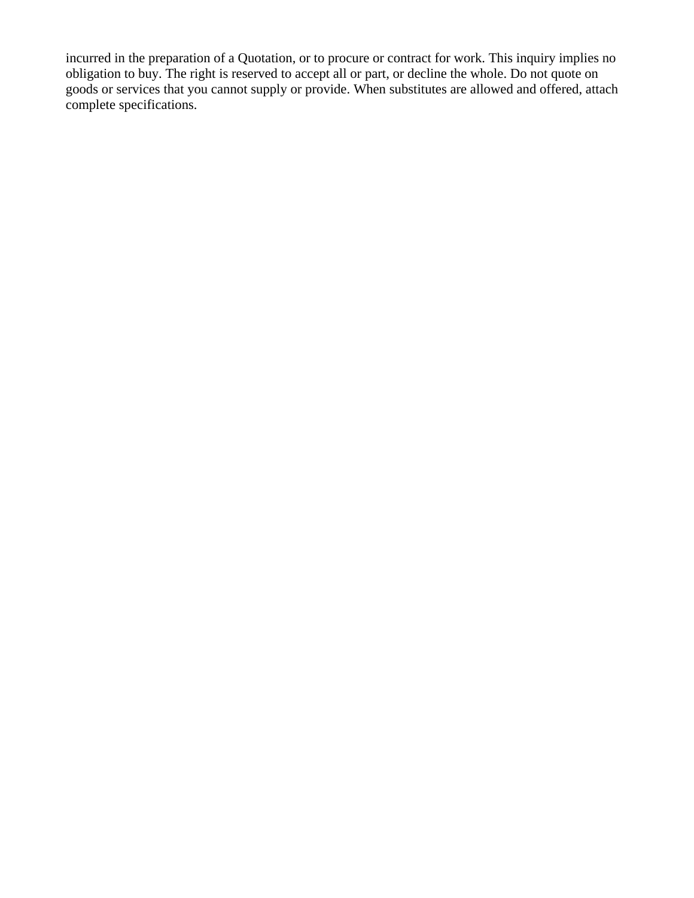incurred in the preparation of a Quotation, or to procure or contract for work. This inquiry implies no obligation to buy. The right is reserved to accept all or part, or decline the whole. Do not quote on goods or services that you cannot supply or provide. When substitutes are allowed and offered, attach complete specifications.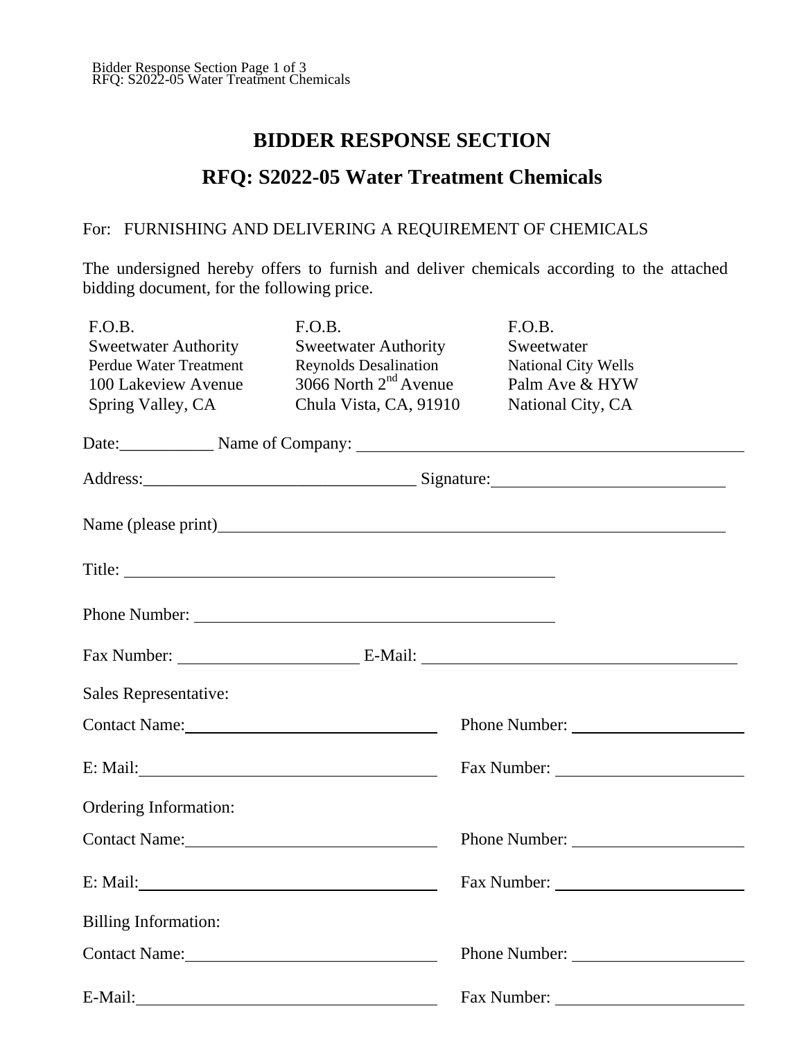# BIDDER RESPONSE SECTION

## RFQ: S2022-05 Water Treatment Chemicals

For: FURNISHING AND DELIVERING A REQUIREMENT OF CHEMICALS

The undersigned hereby offers to furnish and deliver chemicals according to the attached bidding document, for the following price.

| F.O.B. | F.O.B. | F.O.B. |
|---|---|---|
| Sweetwater Authority | Sweetwater Authority | Sweetwater |
| Perdue Water Treatment | Reynolds Desalination | National City Wells |
| 100 Lakeview Avenue | 3066 North 2nd Avenue | Palm Ave & HYW |
| Spring Valley, CA | Chula Vista, CA, 91910 | National City, CA |

Date:\_\_\_\_\_\_\_\_\_\_ Name of Company: \_\_\_\_\_\_\_\_\_\_\_\_\_\_\_\_\_\_\_\_\_\_\_\_\_\_\_\_\_\_\_\_

Address:\_\_\_\_\_\_\_\_\_\_\_\_\_\_\_\_\_\_\_\_\_\_\_\_\_\_\_\_ Signature:\_\_\_\_\_\_\_\_\_\_\_\_\_\_\_\_\_\_\_\_\_\_\_\_

Name (please print)\_\_\_\_\_\_\_\_\_\_\_\_\_\_\_\_\_\_\_\_\_\_\_\_\_\_\_\_\_\_\_\_\_\_\_\_\_\_\_\_\_\_\_\_\_\_\_\_

Title: \_\_\_\_\_\_\_\_\_\_\_\_\_\_\_\_\_\_\_\_\_\_\_\_\_\_\_\_\_\_\_\_\_\_\_\_\_\_\_\_

Phone Number: \_\_\_\_\_\_\_\_\_\_\_\_\_\_\_\_\_\_\_\_\_\_\_\_\_\_\_\_\_\_\_\_\_\_

Fax Number: \_\_\_\_\_\_\_\_\_\_\_\_\_\_\_\_\_\_ E-Mail: \_\_\_\_\_\_\_\_\_\_\_\_\_\_\_\_\_\_\_\_\_\_\_\_\_\_\_\_\_\_\_\_

Sales Representative:

Contact Name:\_\_\_\_\_\_\_\_\_\_\_\_\_\_\_\_\_\_\_\_\_\_\_\_\_\_ Phone Number: \_\_\_\_\_\_\_\_\_\_\_\_\_\_\_\_\_\_

E: Mail:\_\_\_\_\_\_\_\_\_\_\_\_\_\_\_\_\_\_\_\_\_\_\_\_\_\_\_\_\_\_ Fax Number: \_\_\_\_\_\_\_\_\_\_\_\_\_\_\_\_\_\_\_\_

Ordering Information:

Contact Name:\_\_\_\_\_\_\_\_\_\_\_\_\_\_\_\_\_\_\_\_\_\_\_\_\_\_ Phone Number: \_\_\_\_\_\_\_\_\_\_\_\_\_\_\_\_\_\_

E: Mail:\_\_\_\_\_\_\_\_\_\_\_\_\_\_\_\_\_\_\_\_\_\_\_\_\_\_\_\_\_\_ Fax Number: \_\_\_\_\_\_\_\_\_\_\_\_\_\_\_\_\_\_\_\_

Billing Information:

Contact Name:\_\_\_\_\_\_\_\_\_\_\_\_\_\_\_\_\_\_\_\_\_\_\_\_\_\_ Phone Number: \_\_\_\_\_\_\_\_\_\_\_\_\_\_\_\_\_\_

E-Mail:\_\_\_\_\_\_\_\_\_\_\_\_\_\_\_\_\_\_\_\_\_\_\_\_\_\_\_\_\_\_ Fax Number: \_\_\_\_\_\_\_\_\_\_\_\_\_\_\_\_\_\_\_\_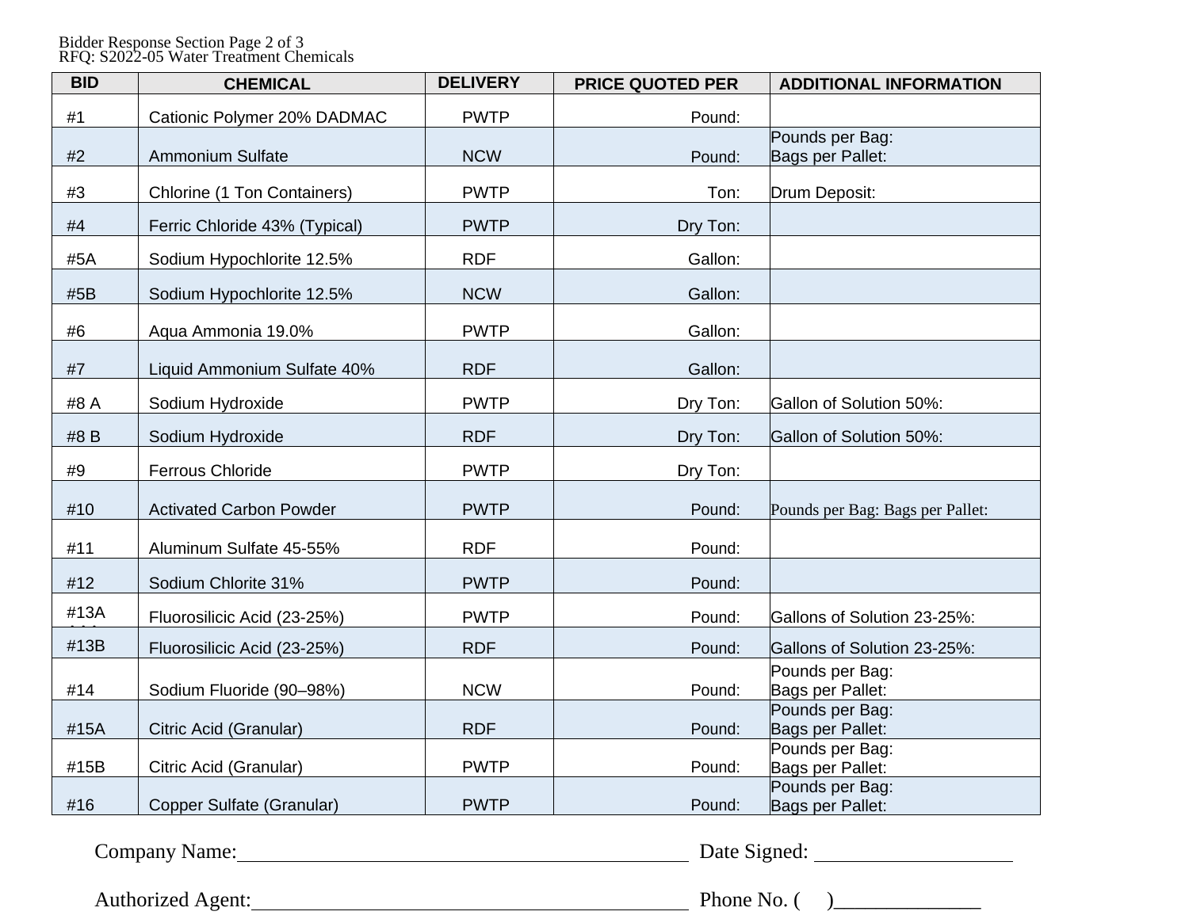Bidder Response Section Page 2 of 3
RFQ: S2022-05 Water Treatment Chemicals

| BID | CHEMICAL | DELIVERY | PRICE QUOTED PER | ADDITIONAL INFORMATION |
|---|---|---|---|---|
| #1 | Cationic Polymer 20% DADMAC | PWTP | Pound: | |
| #2 | Ammonium Sulfate | NCW | Pound: | Pounds per Bag:<br>Bags per Pallet: |
| #3 | Chlorine (1 Ton Containers) | PWTP | Ton: | Drum Deposit: |
| #4 | Ferric Chloride 43% (Typical) | PWTP | Dry Ton: | |
| #5A | Sodium Hypochlorite 12.5% | RDF | Gallon: | |
| #5B | Sodium Hypochlorite 12.5% | NCW | Gallon: | |
| #6 | Aqua Ammonia 19.0% | PWTP | Gallon: | |
| #7 | Liquid Ammonium Sulfate 40% | RDF | Gallon: | |
| #8 A | Sodium Hydroxide | PWTP | Dry Ton: | Gallon of Solution 50%: |
| #8 B | Sodium Hydroxide | RDF | Dry Ton: | Gallon of Solution 50%: |
| #9 | Ferrous Chloride | PWTP | Dry Ton: | |
| #10 | Activated Carbon Powder | PWTP | Pound: | Pounds per Bag: Bags per Pallet: |
| #11 | Aluminum Sulfate 45-55% | RDF | Pound: | |
| #12 | Sodium Chlorite 31% | PWTP | Pound: | |
| #13A | Fluorosilicic Acid (23-25%) | PWTP | Pound: | Gallons of Solution 23-25%: |
| #13B | Fluorosilicic Acid (23-25%) | RDF | Pound: | Gallons of Solution 23-25%: |
| #14 | Sodium Fluoride (90–98%) | NCW | Pound: | Pounds per Bag:<br>Bags per Pallet: |
| #15A | Citric Acid (Granular) | RDF | Pound: | Pounds per Bag:<br>Bags per Pallet: |
| #15B | Citric Acid (Granular) | PWTP | Pound: | Pounds per Bag:<br>Bags per Pallet: |
| #16 | Copper Sulfate (Granular) | PWTP | Pound: | Pounds per Bag:<br>Bags per Pallet: |

Company Name:___________________________________________ Date Signed: ___________________

Authorized Agent:_________________________________________ Phone No. (     )______________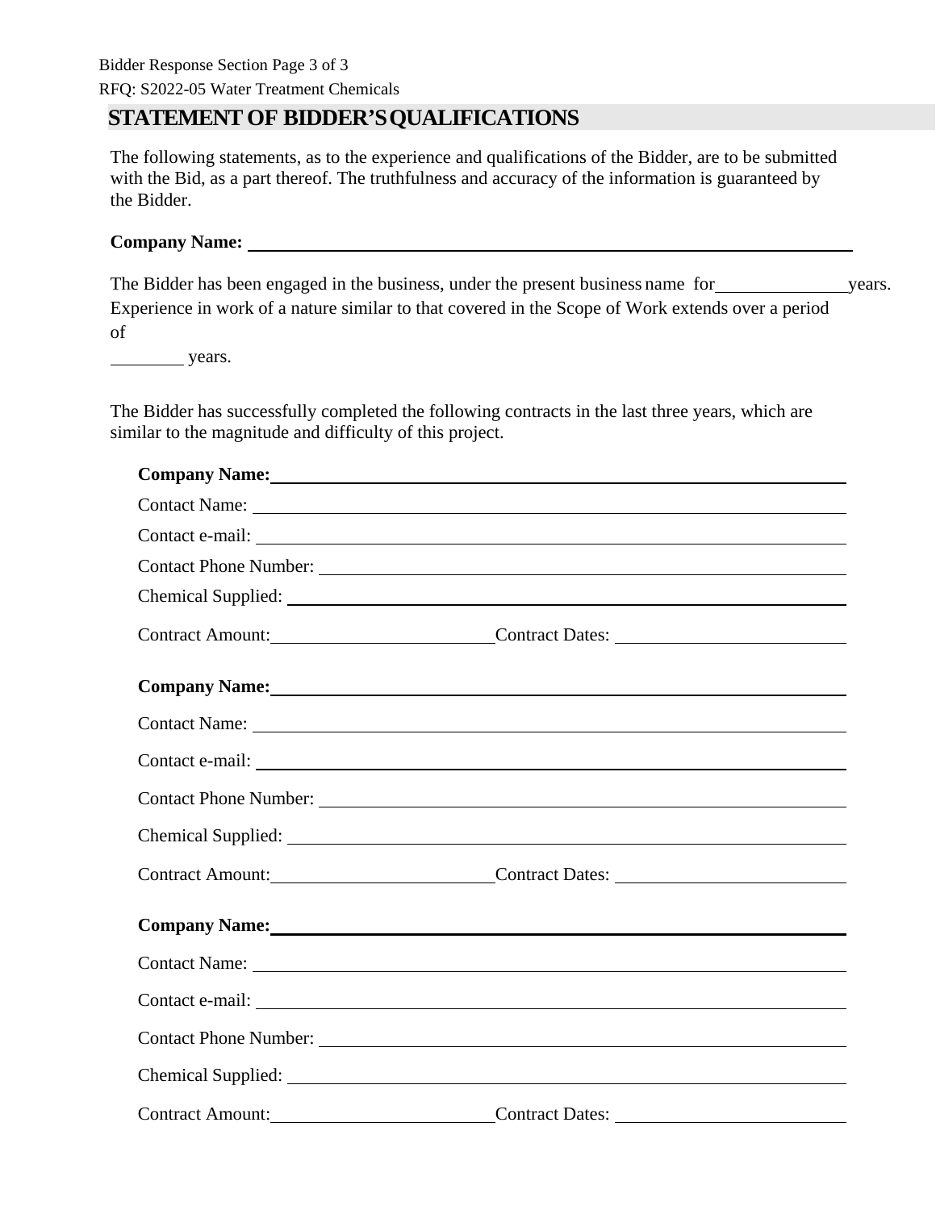## STATEMENT OF BIDDER'S QUALIFICATIONS

The following statements, as to the experience and qualifications of the Bidder, are to be submitted with the Bid, as a part thereof. The truthfulness and accuracy of the information is guaranteed by the Bidder.

**Company Name:** ______________________________________________

The Bidder has been engaged in the business, under the present business name for ____________ years. Experience in work of a nature similar to that covered in the Scope of Work extends over a period of

________ years.

The Bidder has successfully completed the following contracts in the last three years, which are similar to the magnitude and difficulty of this project.

**Company Name:** ______________________________________________

Contact Name: ______________________________________________

Contact e-mail: ______________________________________________

Contact Phone Number: ______________________________________________

Chemical Supplied: ______________________________________________

Contract Amount: ____________________ Contract Dates: ____________________

**Company Name:** ______________________________________________

Contact Name: ______________________________________________

Contact e-mail: ______________________________________________

Contact Phone Number: ______________________________________________

Chemical Supplied: ______________________________________________

Contract Amount: ____________________ Contract Dates: ____________________

**Company Name:** ______________________________________________

Contact Name: ______________________________________________

Contact e-mail: ______________________________________________

Contact Phone Number: ______________________________________________

Chemical Supplied: ______________________________________________

Contract Amount: ____________________ Contract Dates: ____________________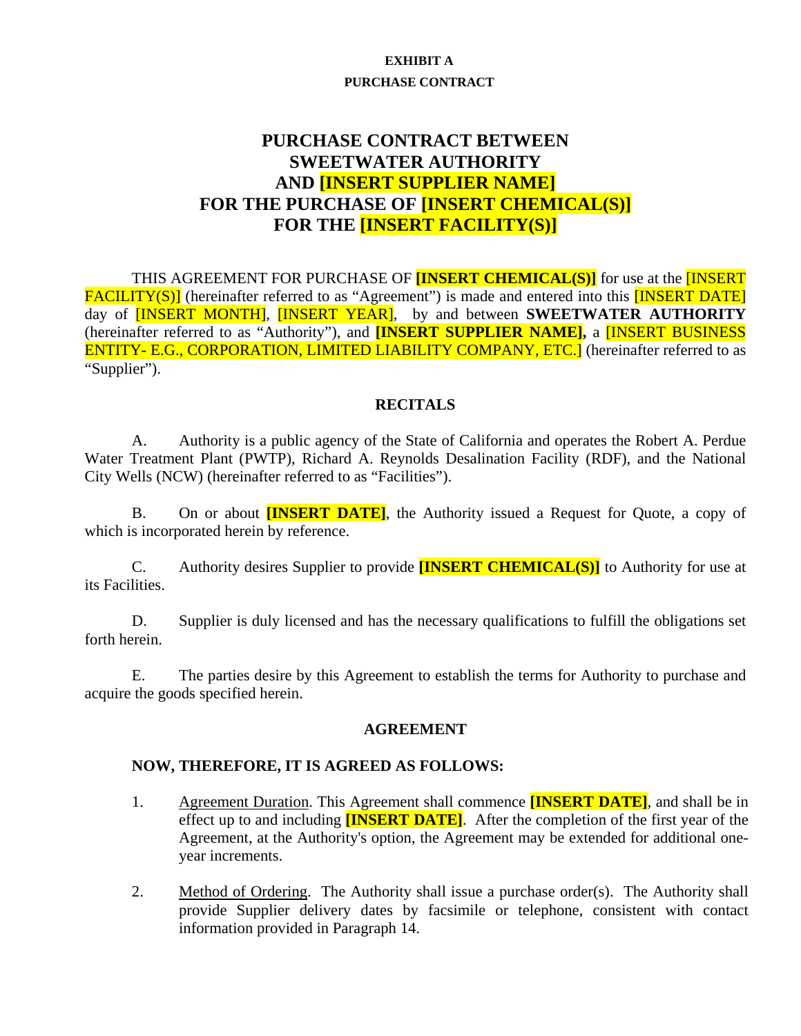**EXHIBIT A**

**PURCHASE CONTRACT**

# PURCHASE CONTRACT BETWEEN SWEETWATER AUTHORITY AND [INSERT SUPPLIER NAME] FOR THE PURCHASE OF [INSERT CHEMICAL(S)] FOR THE [INSERT FACILITY(S)]

THIS AGREEMENT FOR PURCHASE OF **[INSERT CHEMICAL(S)]** for use at the [INSERT FACILITY(S)] (hereinafter referred to as "Agreement") is made and entered into this [INSERT DATE] day of [INSERT MONTH], [INSERT YEAR], by and between **SWEETWATER AUTHORITY** (hereinafter referred to as "Authority"), and **[INSERT SUPPLIER NAME],** a [INSERT BUSINESS ENTITY- E.G., CORPORATION, LIMITED LIABILITY COMPANY, ETC.] (hereinafter referred to as "Supplier").

## RECITALS

A. Authority is a public agency of the State of California and operates the Robert A. Perdue Water Treatment Plant (PWTP), Richard A. Reynolds Desalination Facility (RDF), and the National City Wells (NCW) (hereinafter referred to as "Facilities").

B. On or about **[INSERT DATE]**, the Authority issued a Request for Quote, a copy of which is incorporated herein by reference.

C. Authority desires Supplier to provide **[INSERT CHEMICAL(S)]** to Authority for use at its Facilities.

D. Supplier is duly licensed and has the necessary qualifications to fulfill the obligations set forth herein.

E. The parties desire by this Agreement to establish the terms for Authority to purchase and acquire the goods specified herein.

## AGREEMENT

**NOW, THEREFORE, IT IS AGREED AS FOLLOWS:**

1. Agreement Duration. This Agreement shall commence **[INSERT DATE]**, and shall be in effect up to and including **[INSERT DATE]**. After the completion of the first year of the Agreement, at the Authority's option, the Agreement may be extended for additional one-year increments.

2. Method of Ordering. The Authority shall issue a purchase order(s). The Authority shall provide Supplier delivery dates by facsimile or telephone, consistent with contact information provided in Paragraph 14.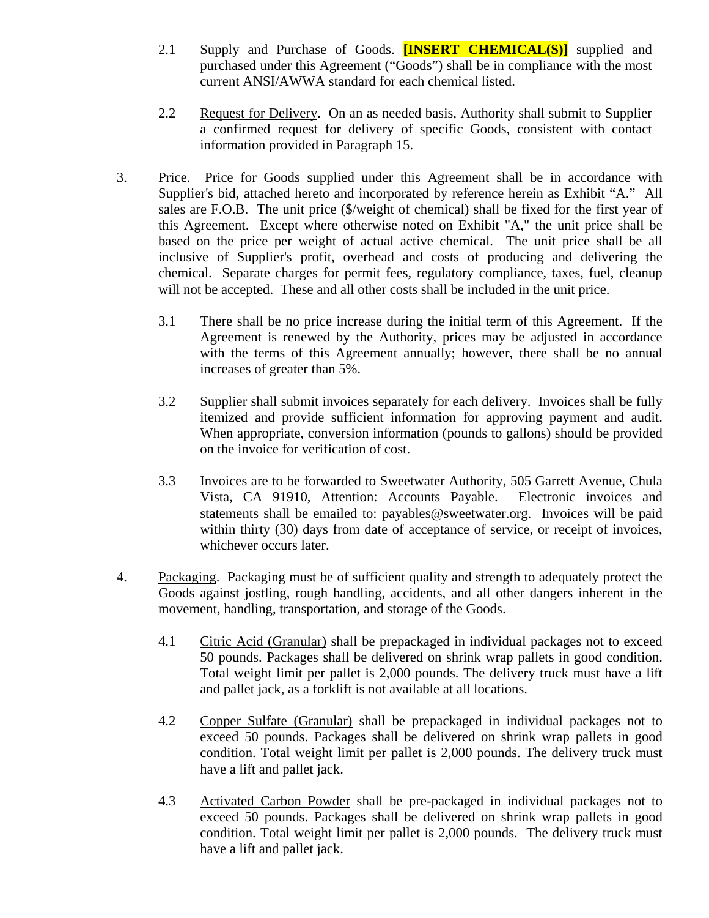2.1 Supply and Purchase of Goods. **[INSERT CHEMICAL(S)]** supplied and purchased under this Agreement ("Goods") shall be in compliance with the most current ANSI/AWWA standard for each chemical listed.

2.2 Request for Delivery. On an as needed basis, Authority shall submit to Supplier a confirmed request for delivery of specific Goods, consistent with contact information provided in Paragraph 15.

3. Price. Price for Goods supplied under this Agreement shall be in accordance with Supplier's bid, attached hereto and incorporated by reference herein as Exhibit "A." All sales are F.O.B. The unit price ($/weight of chemical) shall be fixed for the first year of this Agreement. Except where otherwise noted on Exhibit "A," the unit price shall be based on the price per weight of actual active chemical. The unit price shall be all inclusive of Supplier's profit, overhead and costs of producing and delivering the chemical. Separate charges for permit fees, regulatory compliance, taxes, fuel, cleanup will not be accepted. These and all other costs shall be included in the unit price.

3.1 There shall be no price increase during the initial term of this Agreement. If the Agreement is renewed by the Authority, prices may be adjusted in accordance with the terms of this Agreement annually; however, there shall be no annual increases of greater than 5%.

3.2 Supplier shall submit invoices separately for each delivery. Invoices shall be fully itemized and provide sufficient information for approving payment and audit. When appropriate, conversion information (pounds to gallons) should be provided on the invoice for verification of cost.

3.3 Invoices are to be forwarded to Sweetwater Authority, 505 Garrett Avenue, Chula Vista, CA 91910, Attention: Accounts Payable. Electronic invoices and statements shall be emailed to: payables@sweetwater.org. Invoices will be paid within thirty (30) days from date of acceptance of service, or receipt of invoices, whichever occurs later.

4. Packaging. Packaging must be of sufficient quality and strength to adequately protect the Goods against jostling, rough handling, accidents, and all other dangers inherent in the movement, handling, transportation, and storage of the Goods.

4.1 Citric Acid (Granular) shall be prepackaged in individual packages not to exceed 50 pounds. Packages shall be delivered on shrink wrap pallets in good condition. Total weight limit per pallet is 2,000 pounds. The delivery truck must have a lift and pallet jack, as a forklift is not available at all locations.

4.2 Copper Sulfate (Granular) shall be prepackaged in individual packages not to exceed 50 pounds. Packages shall be delivered on shrink wrap pallets in good condition. Total weight limit per pallet is 2,000 pounds. The delivery truck must have a lift and pallet jack.

4.3 Activated Carbon Powder shall be pre-packaged in individual packages not to exceed 50 pounds. Packages shall be delivered on shrink wrap pallets in good condition. Total weight limit per pallet is 2,000 pounds. The delivery truck must have a lift and pallet jack.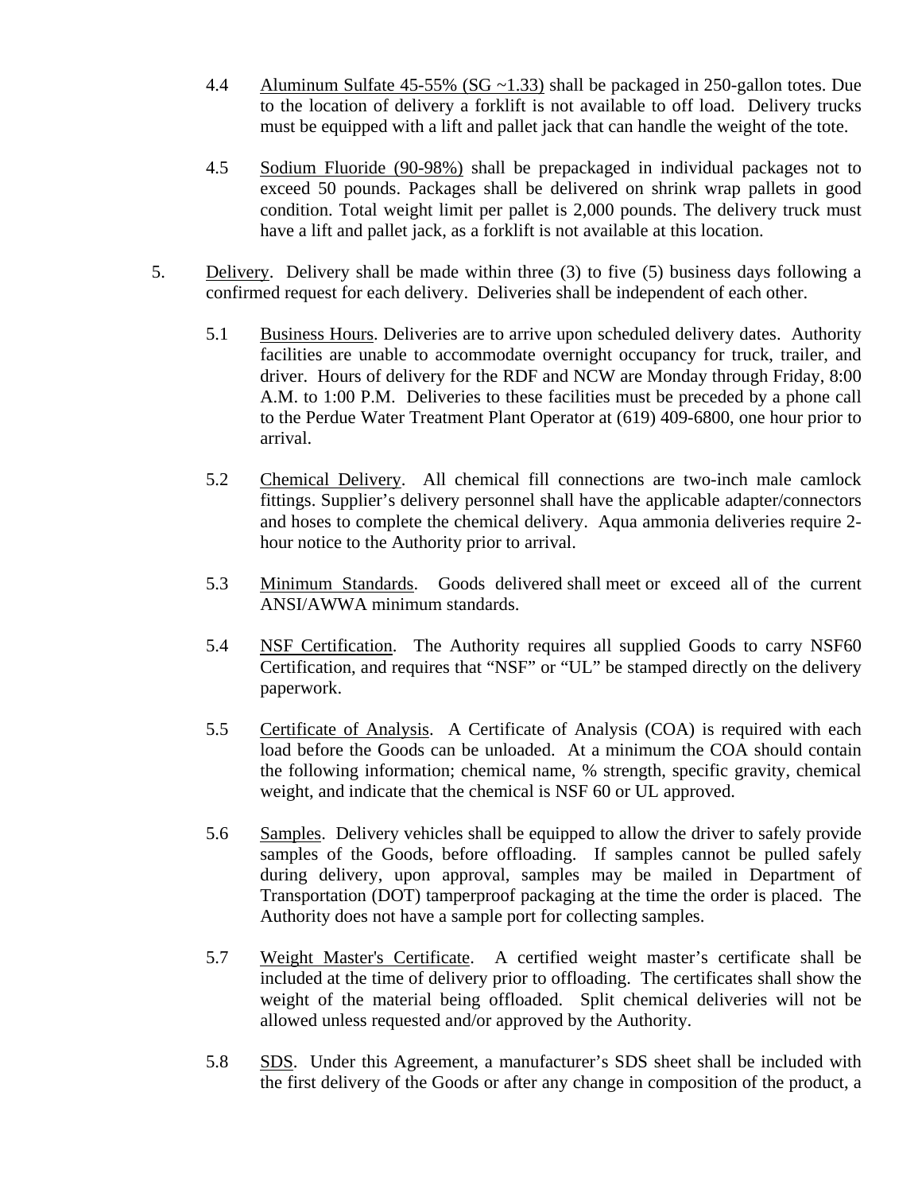4.4 Aluminum Sulfate 45-55% (SG ~1.33) shall be packaged in 250-gallon totes. Due to the location of delivery a forklift is not available to off load. Delivery trucks must be equipped with a lift and pallet jack that can handle the weight of the tote.

4.5 Sodium Fluoride (90-98%) shall be prepackaged in individual packages not to exceed 50 pounds. Packages shall be delivered on shrink wrap pallets in good condition. Total weight limit per pallet is 2,000 pounds. The delivery truck must have a lift and pallet jack, as a forklift is not available at this location.

5. Delivery. Delivery shall be made within three (3) to five (5) business days following a confirmed request for each delivery. Deliveries shall be independent of each other.

5.1 Business Hours. Deliveries are to arrive upon scheduled delivery dates. Authority facilities are unable to accommodate overnight occupancy for truck, trailer, and driver. Hours of delivery for the RDF and NCW are Monday through Friday, 8:00 A.M. to 1:00 P.M. Deliveries to these facilities must be preceded by a phone call to the Perdue Water Treatment Plant Operator at (619) 409-6800, one hour prior to arrival.

5.2 Chemical Delivery. All chemical fill connections are two-inch male camlock fittings. Supplier's delivery personnel shall have the applicable adapter/connectors and hoses to complete the chemical delivery. Aqua ammonia deliveries require 2-hour notice to the Authority prior to arrival.

5.3 Minimum Standards. Goods delivered shall meet or exceed all of the current ANSI/AWWA minimum standards.

5.4 NSF Certification. The Authority requires all supplied Goods to carry NSF60 Certification, and requires that "NSF" or "UL" be stamped directly on the delivery paperwork.

5.5 Certificate of Analysis. A Certificate of Analysis (COA) is required with each load before the Goods can be unloaded. At a minimum the COA should contain the following information; chemical name, % strength, specific gravity, chemical weight, and indicate that the chemical is NSF 60 or UL approved.

5.6 Samples. Delivery vehicles shall be equipped to allow the driver to safely provide samples of the Goods, before offloading. If samples cannot be pulled safely during delivery, upon approval, samples may be mailed in Department of Transportation (DOT) tamperproof packaging at the time the order is placed. The Authority does not have a sample port for collecting samples.

5.7 Weight Master's Certificate. A certified weight master's certificate shall be included at the time of delivery prior to offloading. The certificates shall show the weight of the material being offloaded. Split chemical deliveries will not be allowed unless requested and/or approved by the Authority.

5.8 SDS. Under this Agreement, a manufacturer's SDS sheet shall be included with the first delivery of the Goods or after any change in composition of the product, a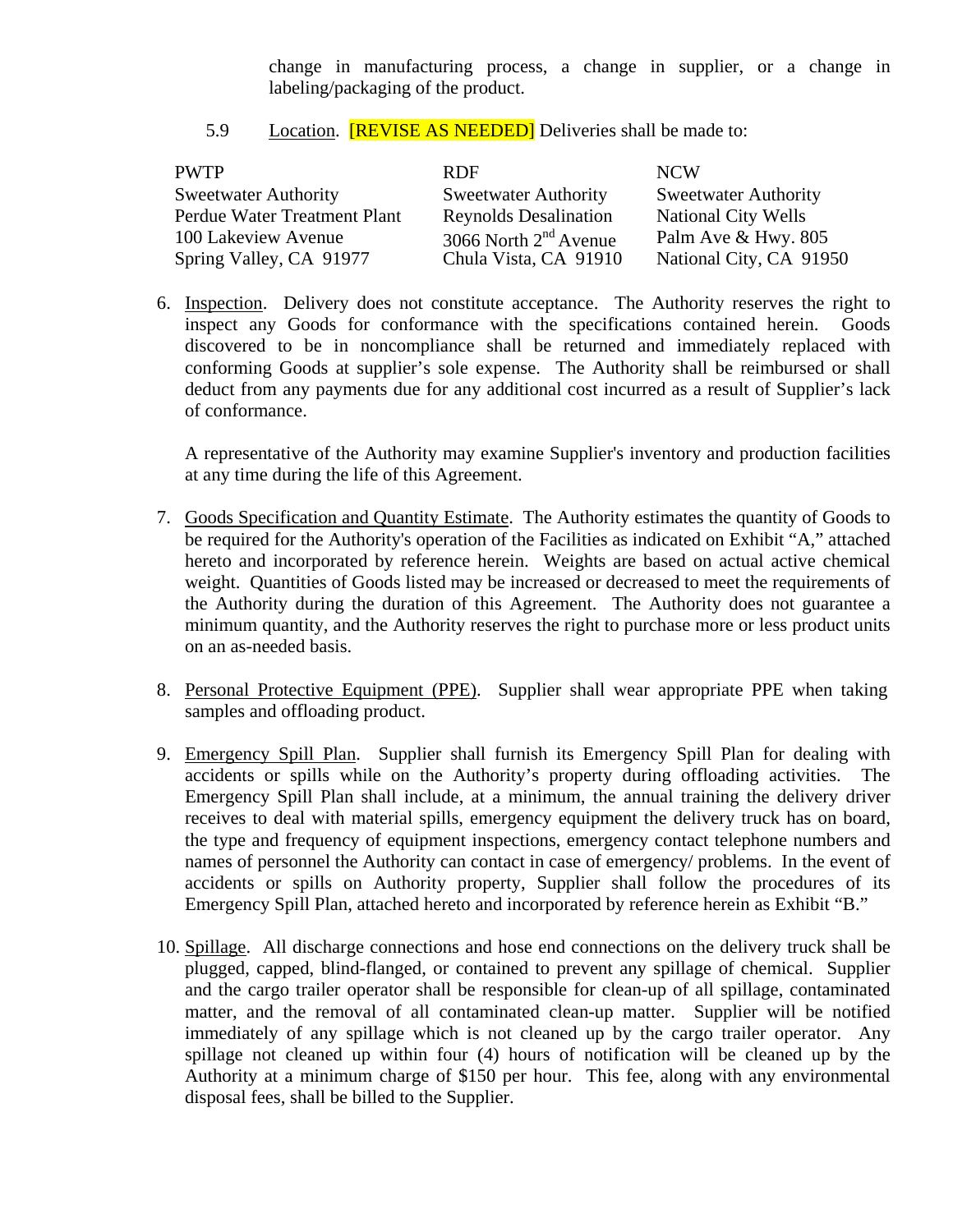change in manufacturing process, a change in supplier, or a change in labeling/packaging of the product.

5.9 Location. [REVISE AS NEEDED] Deliveries shall be made to:

| PWTP | RDF | NCW |
|---|---|---|
| Sweetwater Authority | Sweetwater Authority | Sweetwater Authority |
| Perdue Water Treatment Plant | Reynolds Desalination | National City Wells |
| 100 Lakeview Avenue | 3066 North 2nd Avenue | Palm Ave & Hwy. 805 |
| Spring Valley, CA 91977 | Chula Vista, CA 91910 | National City, CA 91950 |

6. Inspection. Delivery does not constitute acceptance. The Authority reserves the right to inspect any Goods for conformance with the specifications contained herein. Goods discovered to be in noncompliance shall be returned and immediately replaced with conforming Goods at supplier's sole expense. The Authority shall be reimbursed or shall deduct from any payments due for any additional cost incurred as a result of Supplier's lack of conformance.

   A representative of the Authority may examine Supplier's inventory and production facilities at any time during the life of this Agreement.

7. Goods Specification and Quantity Estimate. The Authority estimates the quantity of Goods to be required for the Authority's operation of the Facilities as indicated on Exhibit "A," attached hereto and incorporated by reference herein. Weights are based on actual active chemical weight. Quantities of Goods listed may be increased or decreased to meet the requirements of the Authority during the duration of this Agreement. The Authority does not guarantee a minimum quantity, and the Authority reserves the right to purchase more or less product units on an as-needed basis.

8. Personal Protective Equipment (PPE). Supplier shall wear appropriate PPE when taking samples and offloading product.

9. Emergency Spill Plan. Supplier shall furnish its Emergency Spill Plan for dealing with accidents or spills while on the Authority's property during offloading activities. The Emergency Spill Plan shall include, at a minimum, the annual training the delivery driver receives to deal with material spills, emergency equipment the delivery truck has on board, the type and frequency of equipment inspections, emergency contact telephone numbers and names of personnel the Authority can contact in case of emergency/ problems. In the event of accidents or spills on Authority property, Supplier shall follow the procedures of its Emergency Spill Plan, attached hereto and incorporated by reference herein as Exhibit "B."

10. Spillage. All discharge connections and hose end connections on the delivery truck shall be plugged, capped, blind-flanged, or contained to prevent any spillage of chemical. Supplier and the cargo trailer operator shall be responsible for clean-up of all spillage, contaminated matter, and the removal of all contaminated clean-up matter. Supplier will be notified immediately of any spillage which is not cleaned up by the cargo trailer operator. Any spillage not cleaned up within four (4) hours of notification will be cleaned up by the Authority at a minimum charge of $150 per hour. This fee, along with any environmental disposal fees, shall be billed to the Supplier.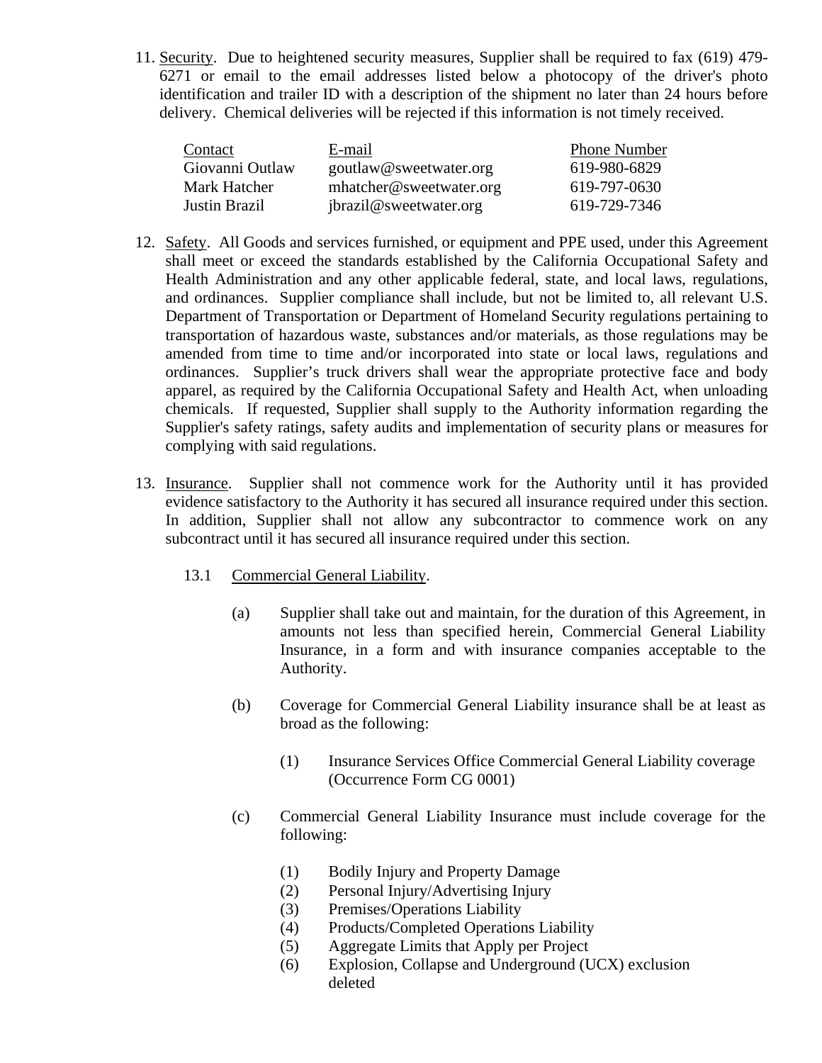11. Security. Due to heightened security measures, Supplier shall be required to fax (619) 479-6271 or email to the email addresses listed below a photocopy of the driver's photo identification and trailer ID with a description of the shipment no later than 24 hours before delivery. Chemical deliveries will be rejected if this information is not timely received.

| Contact | E-mail | Phone Number |
|---|---|---|
| Giovanni Outlaw | goutlaw@sweetwater.org | 619-980-6829 |
| Mark Hatcher | mhatcher@sweetwater.org | 619-797-0630 |
| Justin Brazil | jbrazil@sweetwater.org | 619-729-7346 |

12. Safety. All Goods and services furnished, or equipment and PPE used, under this Agreement shall meet or exceed the standards established by the California Occupational Safety and Health Administration and any other applicable federal, state, and local laws, regulations, and ordinances. Supplier compliance shall include, but not be limited to, all relevant U.S. Department of Transportation or Department of Homeland Security regulations pertaining to transportation of hazardous waste, substances and/or materials, as those regulations may be amended from time to time and/or incorporated into state or local laws, regulations and ordinances. Supplier's truck drivers shall wear the appropriate protective face and body apparel, as required by the California Occupational Safety and Health Act, when unloading chemicals. If requested, Supplier shall supply to the Authority information regarding the Supplier's safety ratings, safety audits and implementation of security plans or measures for complying with said regulations.

13. Insurance. Supplier shall not commence work for the Authority until it has provided evidence satisfactory to the Authority it has secured all insurance required under this section. In addition, Supplier shall not allow any subcontractor to commence work on any subcontract until it has secured all insurance required under this section.

    13.1 Commercial General Liability.

    (a) Supplier shall take out and maintain, for the duration of this Agreement, in amounts not less than specified herein, Commercial General Liability Insurance, in a form and with insurance companies acceptable to the Authority.

    (b) Coverage for Commercial General Liability insurance shall be at least as broad as the following:

    (1) Insurance Services Office Commercial General Liability coverage (Occurrence Form CG 0001)

    (c) Commercial General Liability Insurance must include coverage for the following:

    (1) Bodily Injury and Property Damage
    (2) Personal Injury/Advertising Injury
    (3) Premises/Operations Liability
    (4) Products/Completed Operations Liability
    (5) Aggregate Limits that Apply per Project
    (6) Explosion, Collapse and Underground (UCX) exclusion deleted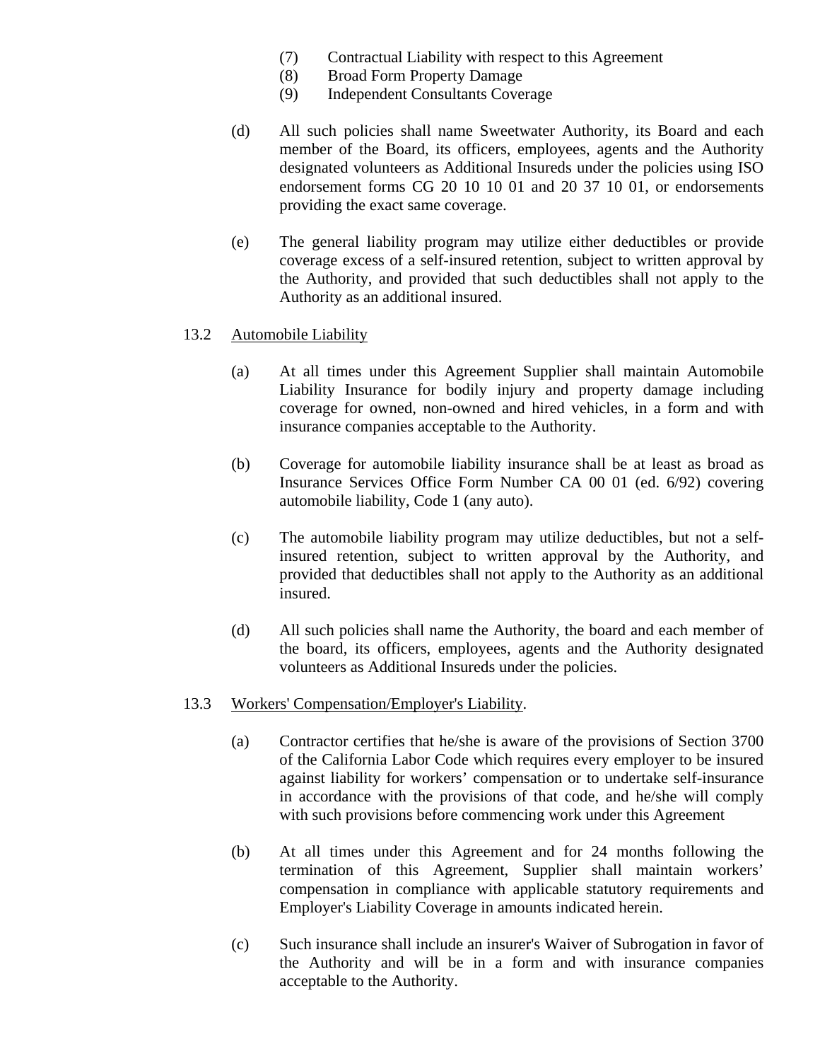(7) Contractual Liability with respect to this Agreement
(8) Broad Form Property Damage
(9) Independent Consultants Coverage

(d) All such policies shall name Sweetwater Authority, its Board and each member of the Board, its officers, employees, agents and the Authority designated volunteers as Additional Insureds under the policies using ISO endorsement forms CG 20 10 10 01 and 20 37 10 01, or endorsements providing the exact same coverage.

(e) The general liability program may utilize either deductibles or provide coverage excess of a self-insured retention, subject to written approval by the Authority, and provided that such deductibles shall not apply to the Authority as an additional insured.

13.2 <u>Automobile Liability</u>

(a) At all times under this Agreement Supplier shall maintain Automobile Liability Insurance for bodily injury and property damage including coverage for owned, non-owned and hired vehicles, in a form and with insurance companies acceptable to the Authority.

(b) Coverage for automobile liability insurance shall be at least as broad as Insurance Services Office Form Number CA 00 01 (ed. 6/92) covering automobile liability, Code 1 (any auto).

(c) The automobile liability program may utilize deductibles, but not a self-insured retention, subject to written approval by the Authority, and provided that deductibles shall not apply to the Authority as an additional insured.

(d) All such policies shall name the Authority, the board and each member of the board, its officers, employees, agents and the Authority designated volunteers as Additional Insureds under the policies.

13.3 <u>Workers' Compensation/Employer's Liability</u>.

(a) Contractor certifies that he/she is aware of the provisions of Section 3700 of the California Labor Code which requires every employer to be insured against liability for workers' compensation or to undertake self-insurance in accordance with the provisions of that code, and he/she will comply with such provisions before commencing work under this Agreement

(b) At all times under this Agreement and for 24 months following the termination of this Agreement, Supplier shall maintain workers' compensation in compliance with applicable statutory requirements and Employer's Liability Coverage in amounts indicated herein.

(c) Such insurance shall include an insurer's Waiver of Subrogation in favor of the Authority and will be in a form and with insurance companies acceptable to the Authority.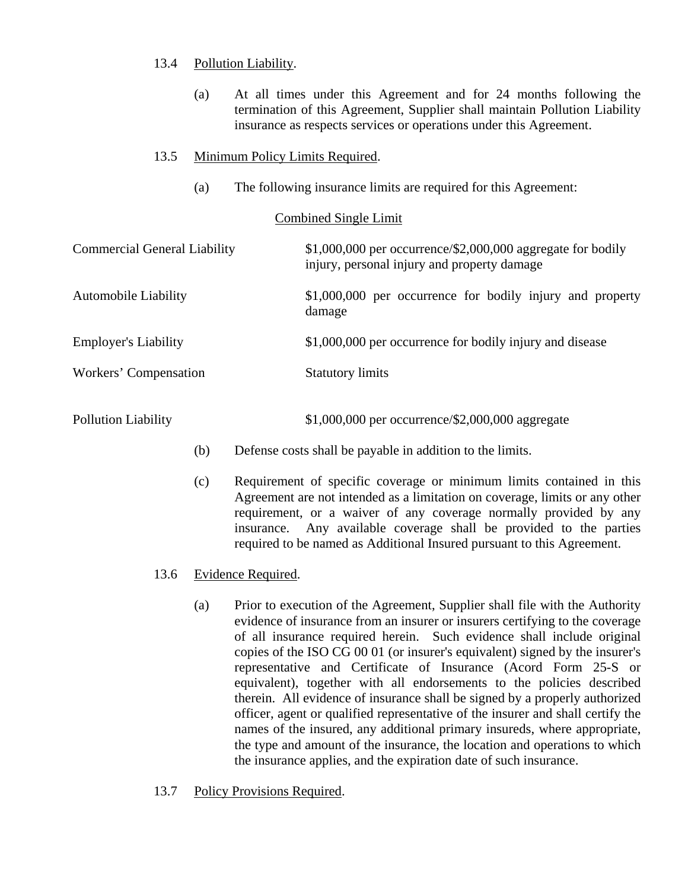13.4 Pollution Liability.

(a) At all times under this Agreement and for 24 months following the termination of this Agreement, Supplier shall maintain Pollution Liability insurance as respects services or operations under this Agreement.

13.5 Minimum Policy Limits Required.

(a) The following insurance limits are required for this Agreement:

| | Combined Single Limit |
|---|---|
| Commercial General Liability | $1,000,000 per occurrence/$2,000,000 aggregate for bodily injury, personal injury and property damage |
| Automobile Liability | $1,000,000 per occurrence for bodily injury and property damage |
| Employer's Liability | $1,000,000 per occurrence for bodily injury and disease |
| Workers' Compensation | Statutory limits |
| Pollution Liability | $1,000,000 per occurrence/$2,000,000 aggregate |

(b) Defense costs shall be payable in addition to the limits.

(c) Requirement of specific coverage or minimum limits contained in this Agreement are not intended as a limitation on coverage, limits or any other requirement, or a waiver of any coverage normally provided by any insurance. Any available coverage shall be provided to the parties required to be named as Additional Insured pursuant to this Agreement.

13.6 Evidence Required.

(a) Prior to execution of the Agreement, Supplier shall file with the Authority evidence of insurance from an insurer or insurers certifying to the coverage of all insurance required herein. Such evidence shall include original copies of the ISO CG 00 01 (or insurer's equivalent) signed by the insurer's representative and Certificate of Insurance (Acord Form 25-S or equivalent), together with all endorsements to the policies described therein. All evidence of insurance shall be signed by a properly authorized officer, agent or qualified representative of the insurer and shall certify the names of the insured, any additional primary insureds, where appropriate, the type and amount of the insurance, the location and operations to which the insurance applies, and the expiration date of such insurance.

13.7 Policy Provisions Required.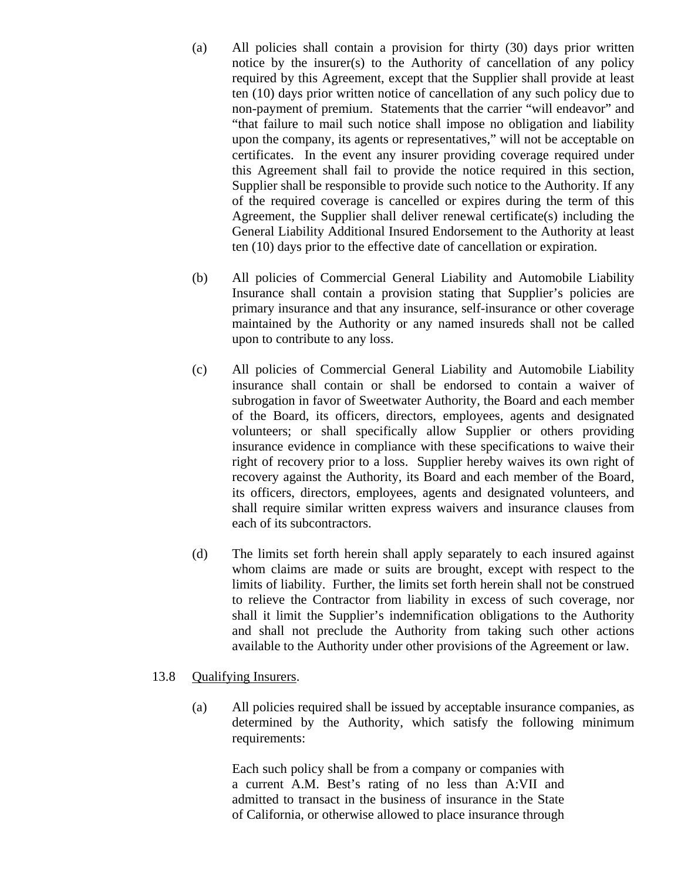(a) All policies shall contain a provision for thirty (30) days prior written notice by the insurer(s) to the Authority of cancellation of any policy required by this Agreement, except that the Supplier shall provide at least ten (10) days prior written notice of cancellation of any such policy due to non-payment of premium. Statements that the carrier "will endeavor" and "that failure to mail such notice shall impose no obligation and liability upon the company, its agents or representatives," will not be acceptable on certificates. In the event any insurer providing coverage required under this Agreement shall fail to provide the notice required in this section, Supplier shall be responsible to provide such notice to the Authority. If any of the required coverage is cancelled or expires during the term of this Agreement, the Supplier shall deliver renewal certificate(s) including the General Liability Additional Insured Endorsement to the Authority at least ten (10) days prior to the effective date of cancellation or expiration.

(b) All policies of Commercial General Liability and Automobile Liability Insurance shall contain a provision stating that Supplier's policies are primary insurance and that any insurance, self-insurance or other coverage maintained by the Authority or any named insureds shall not be called upon to contribute to any loss.

(c) All policies of Commercial General Liability and Automobile Liability insurance shall contain or shall be endorsed to contain a waiver of subrogation in favor of Sweetwater Authority, the Board and each member of the Board, its officers, directors, employees, agents and designated volunteers; or shall specifically allow Supplier or others providing insurance evidence in compliance with these specifications to waive their right of recovery prior to a loss. Supplier hereby waives its own right of recovery against the Authority, its Board and each member of the Board, its officers, directors, employees, agents and designated volunteers, and shall require similar written express waivers and insurance clauses from each of its subcontractors.

(d) The limits set forth herein shall apply separately to each insured against whom claims are made or suits are brought, except with respect to the limits of liability. Further, the limits set forth herein shall not be construed to relieve the Contractor from liability in excess of such coverage, nor shall it limit the Supplier's indemnification obligations to the Authority and shall not preclude the Authority from taking such other actions available to the Authority under other provisions of the Agreement or law.

13.8 Qualifying Insurers.

(a) All policies required shall be issued by acceptable insurance companies, as determined by the Authority, which satisfy the following minimum requirements:

Each such policy shall be from a company or companies with a current A.M. Best's rating of no less than A:VII and admitted to transact in the business of insurance in the State of California, or otherwise allowed to place insurance through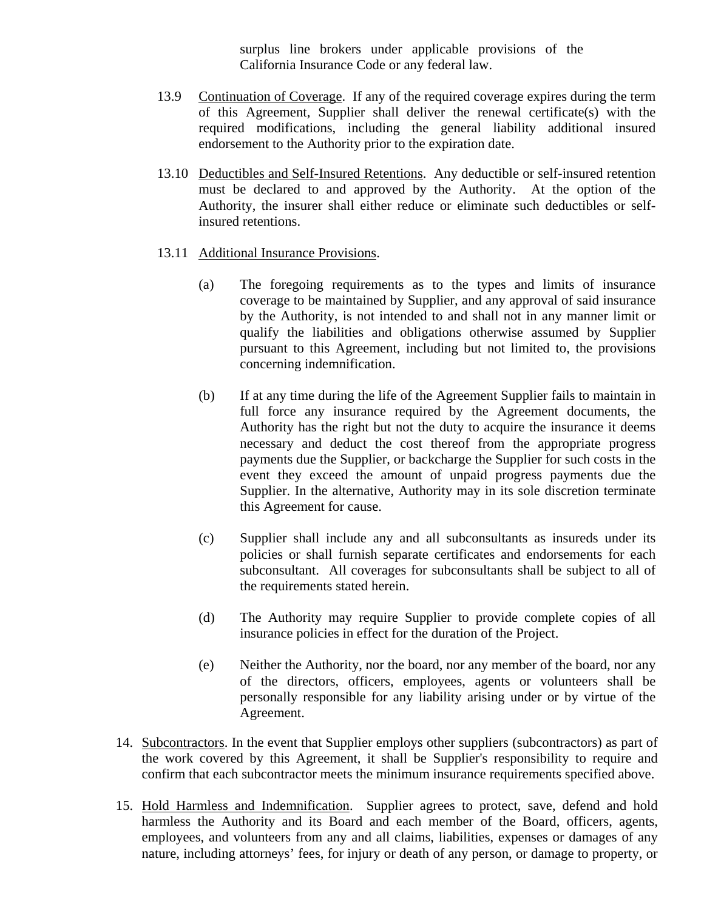surplus line brokers under applicable provisions of the California Insurance Code or any federal law.

13.9 Continuation of Coverage. If any of the required coverage expires during the term of this Agreement, Supplier shall deliver the renewal certificate(s) with the required modifications, including the general liability additional insured endorsement to the Authority prior to the expiration date.

13.10 Deductibles and Self-Insured Retentions. Any deductible or self-insured retention must be declared to and approved by the Authority. At the option of the Authority, the insurer shall either reduce or eliminate such deductibles or self-insured retentions.

13.11 Additional Insurance Provisions.

(a) The foregoing requirements as to the types and limits of insurance coverage to be maintained by Supplier, and any approval of said insurance by the Authority, is not intended to and shall not in any manner limit or qualify the liabilities and obligations otherwise assumed by Supplier pursuant to this Agreement, including but not limited to, the provisions concerning indemnification.

(b) If at any time during the life of the Agreement Supplier fails to maintain in full force any insurance required by the Agreement documents, the Authority has the right but not the duty to acquire the insurance it deems necessary and deduct the cost thereof from the appropriate progress payments due the Supplier, or backcharge the Supplier for such costs in the event they exceed the amount of unpaid progress payments due the Supplier. In the alternative, Authority may in its sole discretion terminate this Agreement for cause.

(c) Supplier shall include any and all subconsultants as insureds under its policies or shall furnish separate certificates and endorsements for each subconsultant. All coverages for subconsultants shall be subject to all of the requirements stated herein.

(d) The Authority may require Supplier to provide complete copies of all insurance policies in effect for the duration of the Project.

(e) Neither the Authority, nor the board, nor any member of the board, nor any of the directors, officers, employees, agents or volunteers shall be personally responsible for any liability arising under or by virtue of the Agreement.

14. Subcontractors. In the event that Supplier employs other suppliers (subcontractors) as part of the work covered by this Agreement, it shall be Supplier's responsibility to require and confirm that each subcontractor meets the minimum insurance requirements specified above.

15. Hold Harmless and Indemnification. Supplier agrees to protect, save, defend and hold harmless the Authority and its Board and each member of the Board, officers, agents, employees, and volunteers from any and all claims, liabilities, expenses or damages of any nature, including attorneys' fees, for injury or death of any person, or damage to property, or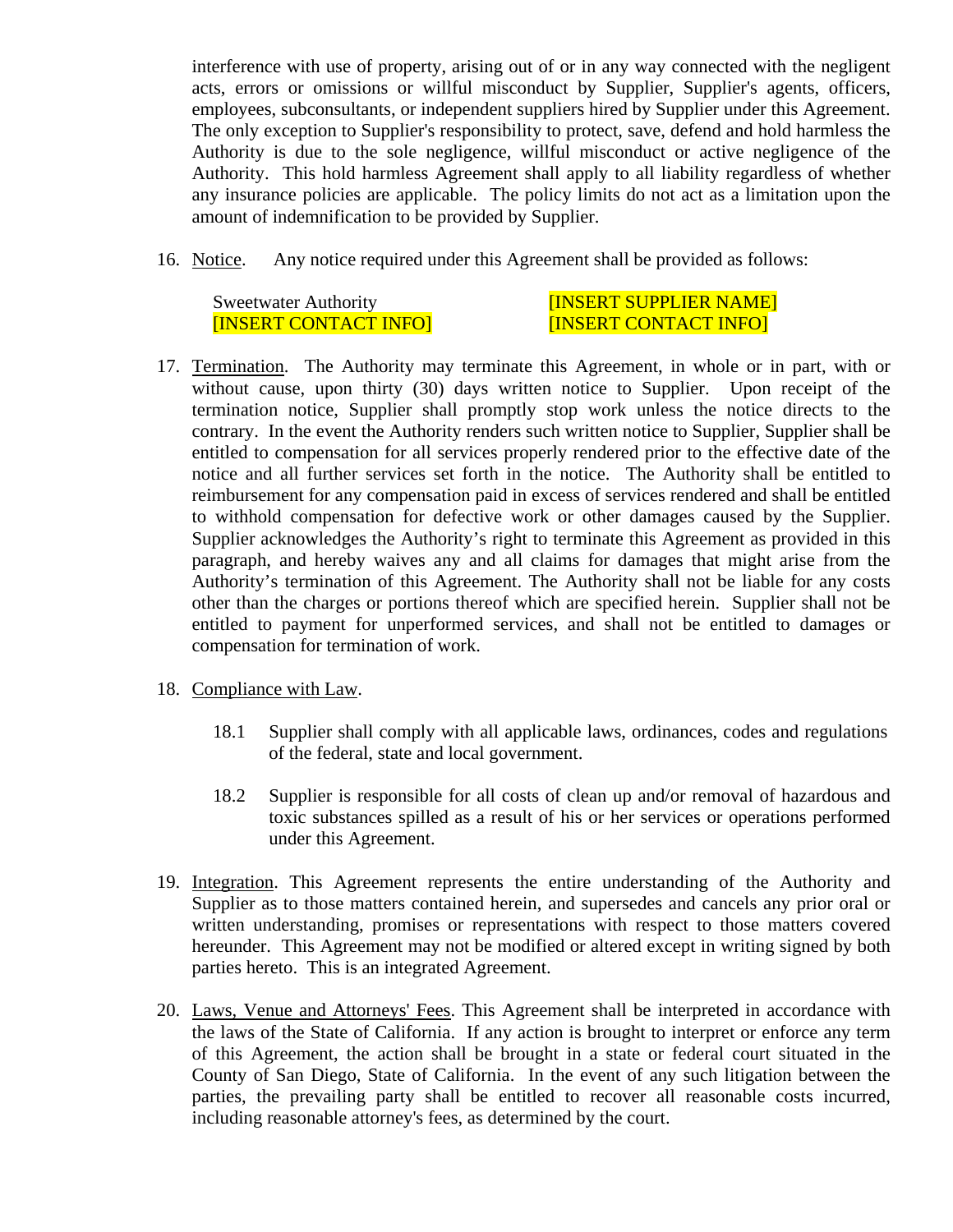interference with use of property, arising out of or in any way connected with the negligent acts, errors or omissions or willful misconduct by Supplier, Supplier's agents, officers, employees, subconsultants, or independent suppliers hired by Supplier under this Agreement. The only exception to Supplier's responsibility to protect, save, defend and hold harmless the Authority is due to the sole negligence, willful misconduct or active negligence of the Authority. This hold harmless Agreement shall apply to all liability regardless of whether any insurance policies are applicable. The policy limits do not act as a limitation upon the amount of indemnification to be provided by Supplier.

16. Notice. Any notice required under this Agreement shall be provided as follows:

| Sweetwater Authority | [INSERT SUPPLIER NAME] |
|---|---|
| [INSERT CONTACT INFO] | [INSERT CONTACT INFO] |

17. Termination. The Authority may terminate this Agreement, in whole or in part, with or without cause, upon thirty (30) days written notice to Supplier. Upon receipt of the termination notice, Supplier shall promptly stop work unless the notice directs to the contrary. In the event the Authority renders such written notice to Supplier, Supplier shall be entitled to compensation for all services properly rendered prior to the effective date of the notice and all further services set forth in the notice. The Authority shall be entitled to reimbursement for any compensation paid in excess of services rendered and shall be entitled to withhold compensation for defective work or other damages caused by the Supplier. Supplier acknowledges the Authority's right to terminate this Agreement as provided in this paragraph, and hereby waives any and all claims for damages that might arise from the Authority's termination of this Agreement. The Authority shall not be liable for any costs other than the charges or portions thereof which are specified herein. Supplier shall not be entitled to payment for unperformed services, and shall not be entitled to damages or compensation for termination of work.

18. Compliance with Law.

    18.1 Supplier shall comply with all applicable laws, ordinances, codes and regulations of the federal, state and local government.

    18.2 Supplier is responsible for all costs of clean up and/or removal of hazardous and toxic substances spilled as a result of his or her services or operations performed under this Agreement.

19. Integration. This Agreement represents the entire understanding of the Authority and Supplier as to those matters contained herein, and supersedes and cancels any prior oral or written understanding, promises or representations with respect to those matters covered hereunder. This Agreement may not be modified or altered except in writing signed by both parties hereto. This is an integrated Agreement.

20. Laws, Venue and Attorneys' Fees. This Agreement shall be interpreted in accordance with the laws of the State of California. If any action is brought to interpret or enforce any term of this Agreement, the action shall be brought in a state or federal court situated in the County of San Diego, State of California. In the event of any such litigation between the parties, the prevailing party shall be entitled to recover all reasonable costs incurred, including reasonable attorney's fees, as determined by the court.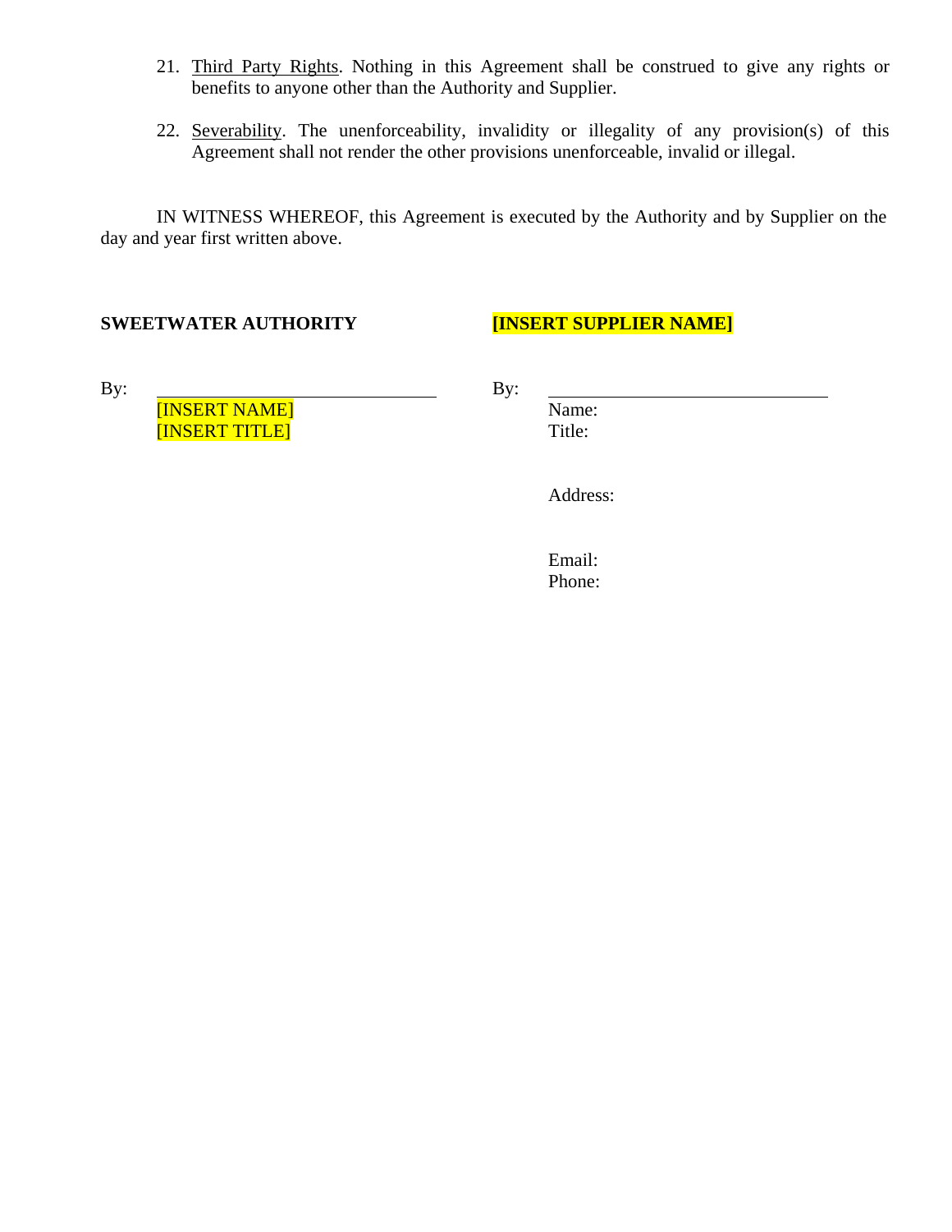21. Third Party Rights. Nothing in this Agreement shall be construed to give any rights or benefits to anyone other than the Authority and Supplier.

22. Severability. The unenforceability, invalidity or illegality of any provision(s) of this Agreement shall not render the other provisions unenforceable, invalid or illegal.

IN WITNESS WHEREOF, this Agreement is executed by the Authority and by Supplier on the day and year first written above.

**SWEETWATER AUTHORITY**

By: ______________________________
[INSERT NAME]
[INSERT TITLE]

**[INSERT SUPPLIER NAME]**

By: ______________________________
Name:
Title:

Address:

Email:
Phone: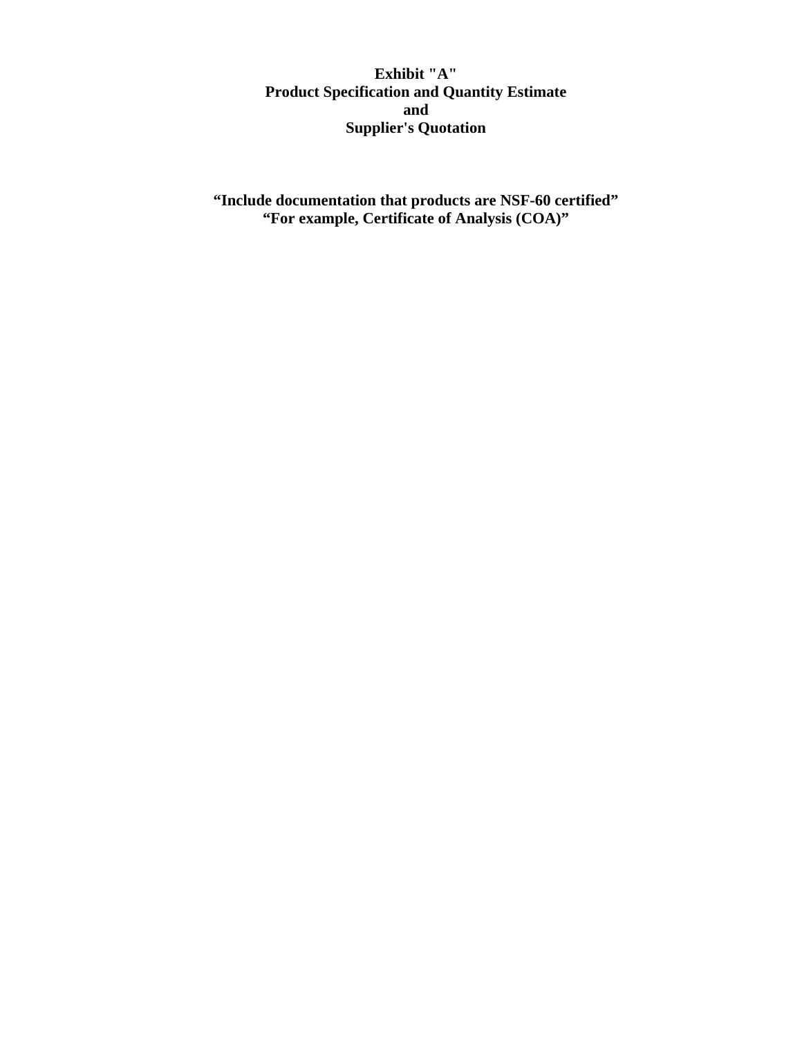**Exhibit "A"**
**Product Specification and Quantity Estimate**
**and**
**Supplier's Quotation**

**“Include documentation that products are NSF-60 certified”**
**“For example, Certificate of Analysis (COA)”**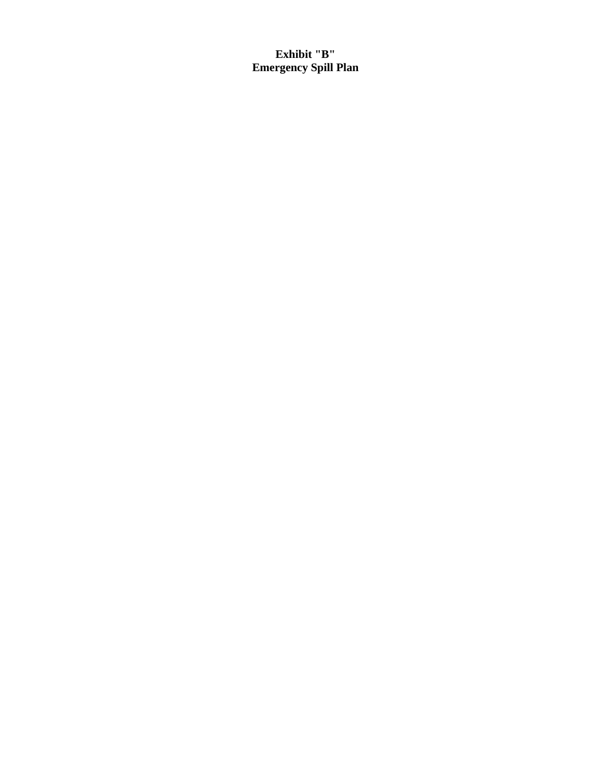**Exhibit "B"**
**Emergency Spill Plan**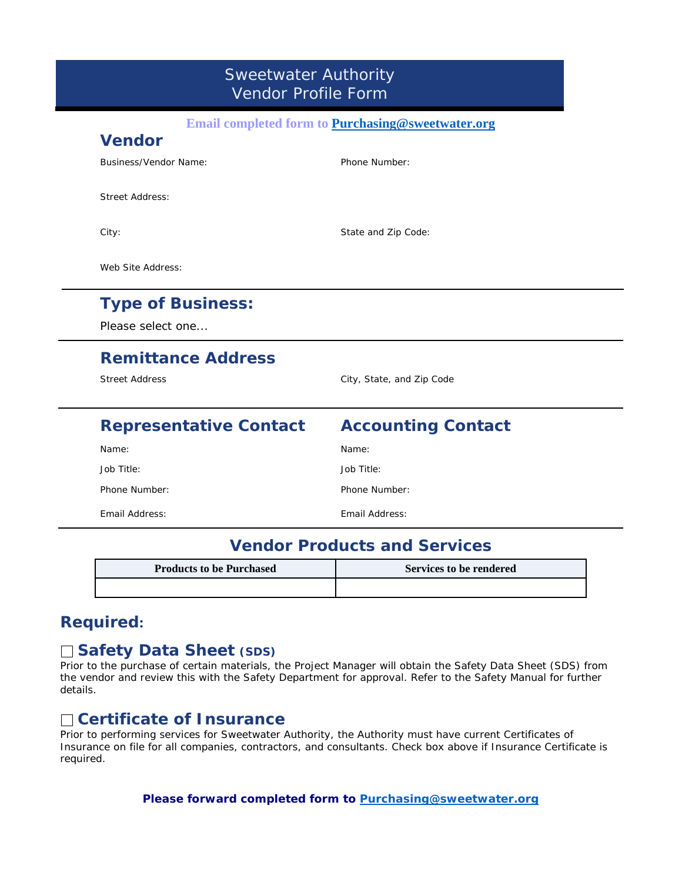# Sweetwater Authority
# Vendor Profile Form

**Email completed form to Purchasing@sweetwater.org**

## Vendor

Business/Vendor Name:

Phone Number:

Street Address:

City:

State and Zip Code:

Web Site Address:

## Type of Business:

Please select one...

## Remittance Address

Street Address

City, State, and Zip Code

## Representative Contact

Name:

Job Title:

Phone Number:

Email Address:

## Accounting Contact

Name:

Job Title:

Phone Number:

Email Address:

## Vendor Products and Services

| Products to be Purchased | Services to be rendered |
|---|---|
| | |

## Required:

### ☐ Safety Data Sheet (SDS)

Prior to the purchase of certain materials, the Project Manager will obtain the Safety Data Sheet (SDS) from the vendor and review this with the Safety Department for approval. Refer to the Safety Manual for further details.

### ☐ Certificate of Insurance

Prior to performing services for Sweetwater Authority, the Authority must have current Certificates of Insurance on file for all companies, contractors, and consultants. Check box above if Insurance Certificate is required.

**Please forward completed form to Purchasing@sweetwater.org**